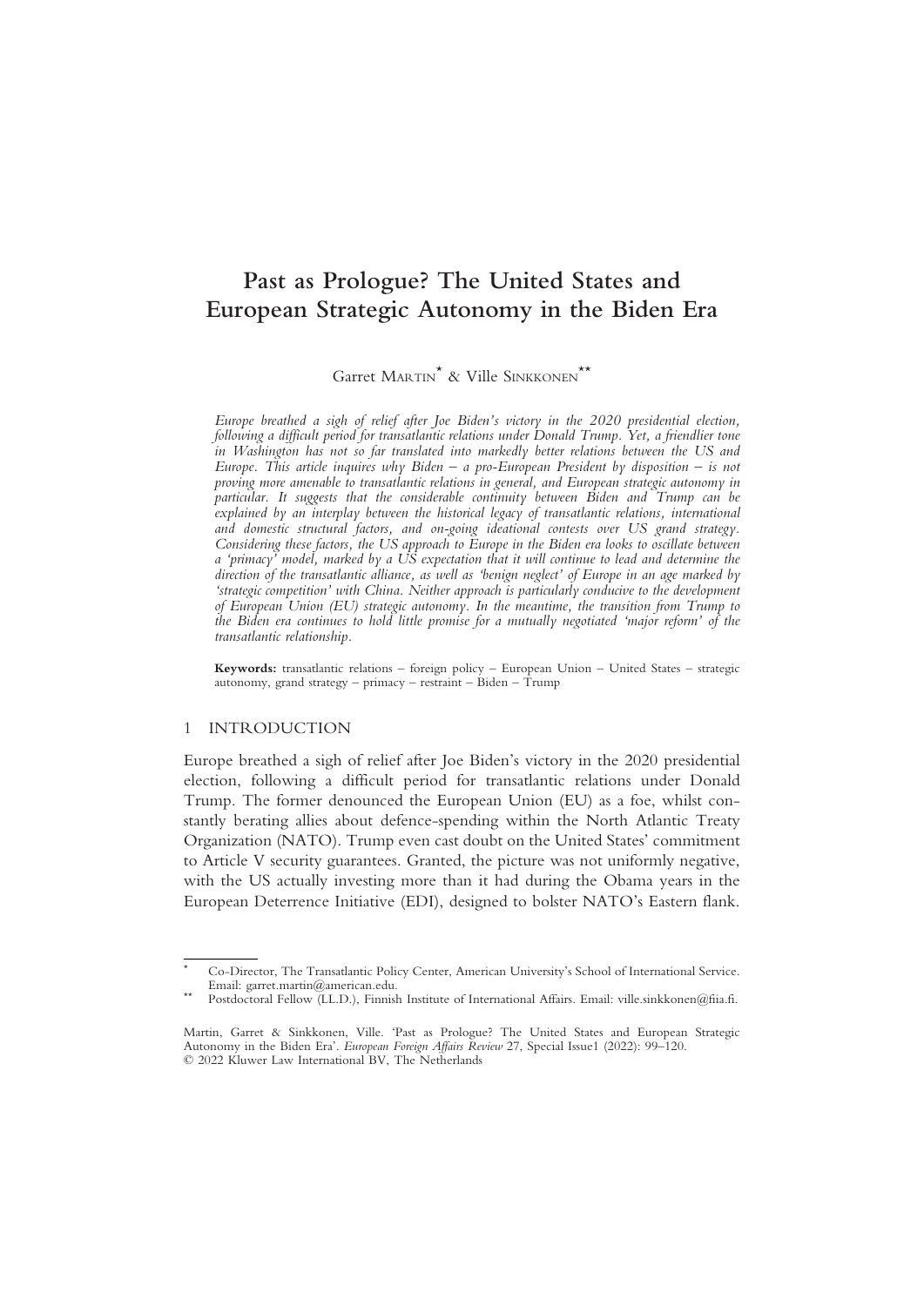# Past as Prologue? The United States and European Strategic Autonomy in the Biden Era

Garret MARTIN[*] & Ville SINKKONEN[**]

*Europe breathed a sigh of relief after Joe Biden's victory in the 2020 presidential election, following a difficult period for transatlantic relations under Donald Trump. Yet, a friendlier tone in Washington has not so far translated into markedly better relations between the US and Europe. This article inquires why Biden – a pro-European President by disposition – is not proving more amenable to transatlantic relations in general, and European strategic autonomy in particular. It suggests that the considerable continuity between Biden and Trump can be explained by an interplay between the historical legacy of transatlantic relations, international and domestic structural factors, and on-going ideational contests over US grand strategy. Considering these factors, the US approach to Europe in the Biden era looks to oscillate between a 'primacy' model, marked by a US expectation that it will continue to lead and determine the direction of the transatlantic alliance, as well as 'benign neglect' of Europe in an age marked by 'strategic competition' with China. Neither approach is particularly conducive to the development of European Union (EU) strategic autonomy. In the meantime, the transition from Trump to the Biden era continues to hold little promise for a mutually negotiated 'major reform' of the transatlantic relationship.*

**Keywords:** transatlantic relations – foreign policy – European Union – United States – strategic autonomy, grand strategy – primacy – restraint – Biden – Trump

## 1 INTRODUCTION

Europe breathed a sigh of relief after Joe Biden's victory in the 2020 presidential election, following a difficult period for transatlantic relations under Donald Trump. The former denounced the European Union (EU) as a foe, whilst constantly berating allies about defence-spending within the North Atlantic Treaty Organization (NATO). Trump even cast doubt on the United States' commitment to Article V security guarantees. Granted, the picture was not uniformly negative, with the US actually investing more than it had during the Obama years in the European Deterrence Initiative (EDI), designed to bolster NATO's Eastern flank.

[*] Co-Director, The Transatlantic Policy Center, American University's School of International Service. Email: garret.martin@american.edu.

[**] Postdoctoral Fellow (LL.D.), Finnish Institute of International Affairs. Email: ville.sinkkonen@fiia.fi.

Martin, Garret & Sinkkonen, Ville. 'Past as Prologue? The United States and European Strategic Autonomy in the Biden Era'. *European Foreign Affairs Review* 27, Special Issue1 (2022): 99–120.
© 2022 Kluwer Law International BV, The Netherlands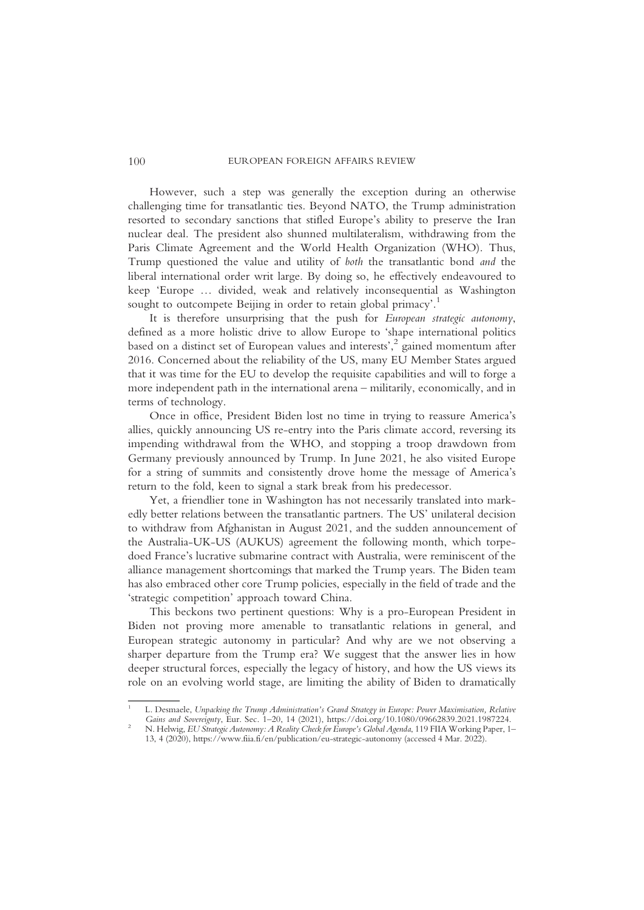However, such a step was generally the exception during an otherwise challenging time for transatlantic ties. Beyond NATO, the Trump administration resorted to secondary sanctions that stifled Europe's ability to preserve the Iran nuclear deal. The president also shunned multilateralism, withdrawing from the Paris Climate Agreement and the World Health Organization (WHO). Thus, Trump questioned the value and utility of *both* the transatlantic bond *and* the liberal international order writ large. By doing so, he effectively endeavoured to keep 'Europe … divided, weak and relatively inconsequential as Washington sought to outcompete Beijing in order to retain global primacy'.[1]

It is therefore unsurprising that the push for *European strategic autonomy*, defined as a more holistic drive to allow Europe to 'shape international politics based on a distinct set of European values and interests',[2] gained momentum after 2016. Concerned about the reliability of the US, many EU Member States argued that it was time for the EU to develop the requisite capabilities and will to forge a more independent path in the international arena – militarily, economically, and in terms of technology.

Once in office, President Biden lost no time in trying to reassure America's allies, quickly announcing US re-entry into the Paris climate accord, reversing its impending withdrawal from the WHO, and stopping a troop drawdown from Germany previously announced by Trump. In June 2021, he also visited Europe for a string of summits and consistently drove home the message of America's return to the fold, keen to signal a stark break from his predecessor.

Yet, a friendlier tone in Washington has not necessarily translated into markedly better relations between the transatlantic partners. The US' unilateral decision to withdraw from Afghanistan in August 2021, and the sudden announcement of the Australia-UK-US (AUKUS) agreement the following month, which torpedoed France's lucrative submarine contract with Australia, were reminiscent of the alliance management shortcomings that marked the Trump years. The Biden team has also embraced other core Trump policies, especially in the field of trade and the 'strategic competition' approach toward China.

This beckons two pertinent questions: Why is a pro-European President in Biden not proving more amenable to transatlantic relations in general, and European strategic autonomy in particular? And why are we not observing a sharper departure from the Trump era? We suggest that the answer lies in how deeper structural forces, especially the legacy of history, and how the US views its role on an evolving world stage, are limiting the ability of Biden to dramatically

---

[1] L. Desmaele, *Unpacking the Trump Administration's Grand Strategy in Europe: Power Maximisation, Relative Gains and Sovereignty*, Eur. Sec. 1–20, 14 (2021), https://doi.org/10.1080/09662839.2021.1987224.

[2] N. Helwig, *EU Strategic Autonomy: A Reality Check for Europe's Global Agenda*, 119 FIIA Working Paper, 1–13, 4 (2020), https://www.fiia.fi/en/publication/eu-strategic-autonomy (accessed 4 Mar. 2022).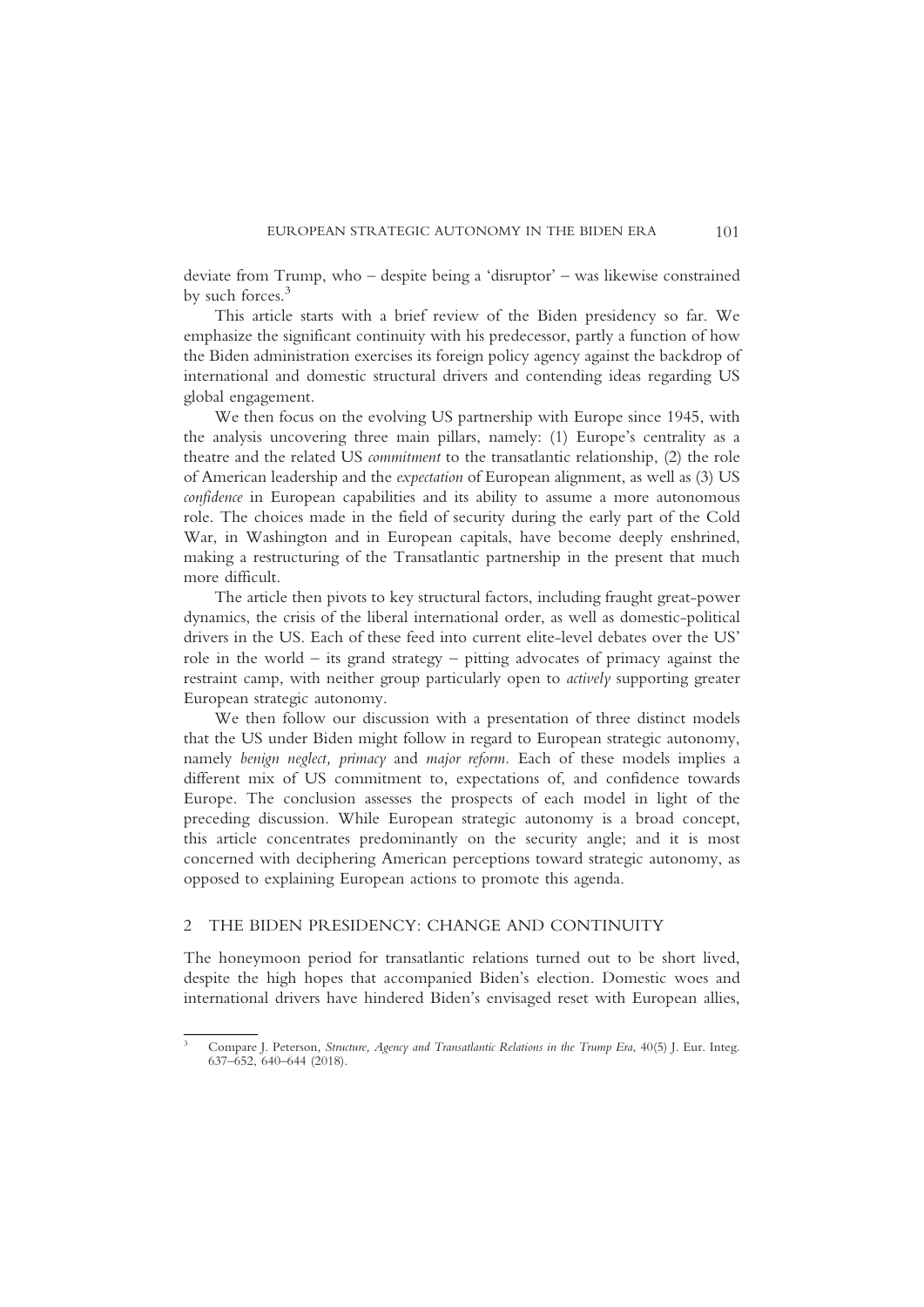deviate from Trump, who – despite being a 'disruptor' – was likewise constrained by such forces.[3]

This article starts with a brief review of the Biden presidency so far. We emphasize the significant continuity with his predecessor, partly a function of how the Biden administration exercises its foreign policy agency against the backdrop of international and domestic structural drivers and contending ideas regarding US global engagement.

We then focus on the evolving US partnership with Europe since 1945, with the analysis uncovering three main pillars, namely: (1) Europe's centrality as a theatre and the related US *commitment* to the transatlantic relationship, (2) the role of American leadership and the *expectation* of European alignment, as well as (3) US *confidence* in European capabilities and its ability to assume a more autonomous role. The choices made in the field of security during the early part of the Cold War, in Washington and in European capitals, have become deeply enshrined, making a restructuring of the Transatlantic partnership in the present that much more difficult.

The article then pivots to key structural factors, including fraught great-power dynamics, the crisis of the liberal international order, as well as domestic-political drivers in the US. Each of these feed into current elite-level debates over the US' role in the world – its grand strategy – pitting advocates of primacy against the restraint camp, with neither group particularly open to *actively* supporting greater European strategic autonomy.

We then follow our discussion with a presentation of three distinct models that the US under Biden might follow in regard to European strategic autonomy, namely *benign neglect, primacy* and *major reform*. Each of these models implies a different mix of US commitment to, expectations of, and confidence towards Europe. The conclusion assesses the prospects of each model in light of the preceding discussion. While European strategic autonomy is a broad concept, this article concentrates predominantly on the security angle; and it is most concerned with deciphering American perceptions toward strategic autonomy, as opposed to explaining European actions to promote this agenda.

## 2 THE BIDEN PRESIDENCY: CHANGE AND CONTINUITY

The honeymoon period for transatlantic relations turned out to be short lived, despite the high hopes that accompanied Biden's election. Domestic woes and international drivers have hindered Biden's envisaged reset with European allies,

---

[3] Compare J. Peterson, *Structure, Agency and Transatlantic Relations in the Trump Era*, 40(5) J. Eur. Integ. 637–652, 640–644 (2018).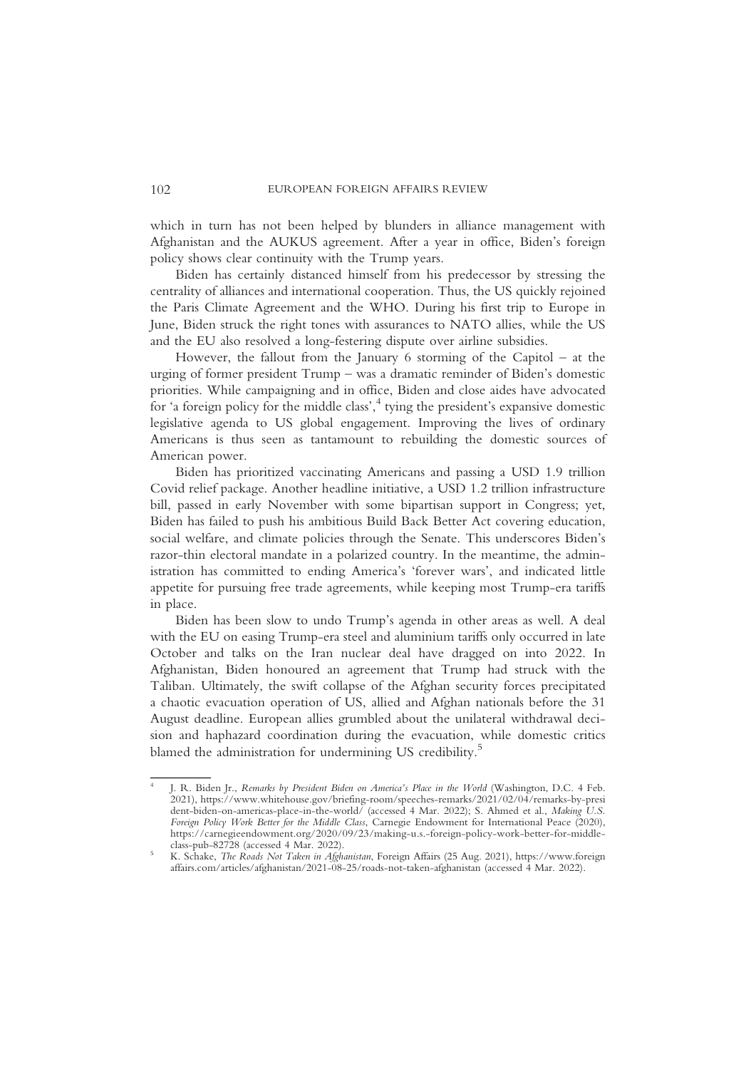which in turn has not been helped by blunders in alliance management with Afghanistan and the AUKUS agreement. After a year in office, Biden's foreign policy shows clear continuity with the Trump years.

Biden has certainly distanced himself from his predecessor by stressing the centrality of alliances and international cooperation. Thus, the US quickly rejoined the Paris Climate Agreement and the WHO. During his first trip to Europe in June, Biden struck the right tones with assurances to NATO allies, while the US and the EU also resolved a long-festering dispute over airline subsidies.

However, the fallout from the January 6 storming of the Capitol – at the urging of former president Trump – was a dramatic reminder of Biden's domestic priorities. While campaigning and in office, Biden and close aides have advocated for 'a foreign policy for the middle class',[4] tying the president's expansive domestic legislative agenda to US global engagement. Improving the lives of ordinary Americans is thus seen as tantamount to rebuilding the domestic sources of American power.

Biden has prioritized vaccinating Americans and passing a USD 1.9 trillion Covid relief package. Another headline initiative, a USD 1.2 trillion infrastructure bill, passed in early November with some bipartisan support in Congress; yet, Biden has failed to push his ambitious Build Back Better Act covering education, social welfare, and climate policies through the Senate. This underscores Biden's razor-thin electoral mandate in a polarized country. In the meantime, the administration has committed to ending America's 'forever wars', and indicated little appetite for pursuing free trade agreements, while keeping most Trump-era tariffs in place.

Biden has been slow to undo Trump's agenda in other areas as well. A deal with the EU on easing Trump-era steel and aluminium tariffs only occurred in late October and talks on the Iran nuclear deal have dragged on into 2022. In Afghanistan, Biden honoured an agreement that Trump had struck with the Taliban. Ultimately, the swift collapse of the Afghan security forces precipitated a chaotic evacuation operation of US, allied and Afghan nationals before the 31 August deadline. European allies grumbled about the unilateral withdrawal decision and haphazard coordination during the evacuation, while domestic critics blamed the administration for undermining US credibility.[5]

---

[4] J. R. Biden Jr., *Remarks by President Biden on America's Place in the World* (Washington, D.C. 4 Feb. 2021), https://www.whitehouse.gov/briefing-room/speeches-remarks/2021/02/04/remarks-by-president-biden-on-americas-place-in-the-world/ (accessed 4 Mar. 2022); S. Ahmed et al., *Making U.S. Foreign Policy Work Better for the Middle Class*, Carnegie Endowment for International Peace (2020), https://carnegieendowment.org/2020/09/23/making-u.s.-foreign-policy-work-better-for-middle-class-pub-82728 (accessed 4 Mar. 2022).

[5] K. Schake, *The Roads Not Taken in Afghanistan*, Foreign Affairs (25 Aug. 2021), https://www.foreignaffairs.com/articles/afghanistan/2021-08-25/roads-not-taken-afghanistan (accessed 4 Mar. 2022).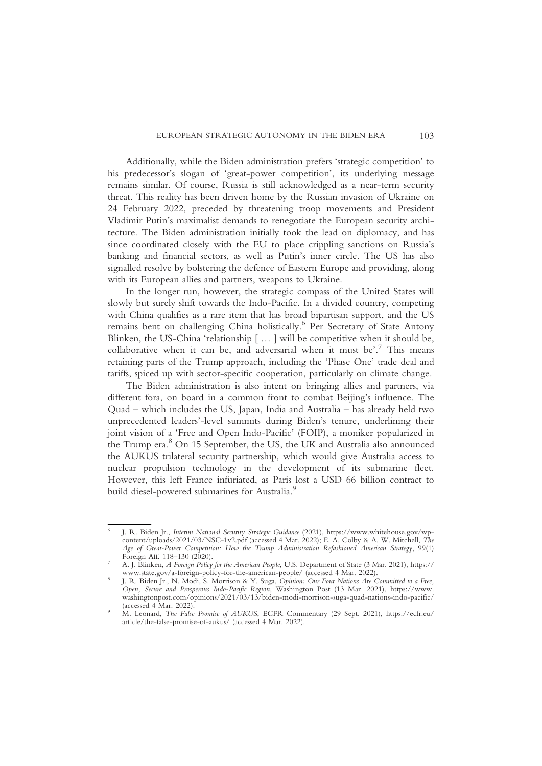Additionally, while the Biden administration prefers 'strategic competition' to his predecessor's slogan of 'great-power competition', its underlying message remains similar. Of course, Russia is still acknowledged as a near-term security threat. This reality has been driven home by the Russian invasion of Ukraine on 24 February 2022, preceded by threatening troop movements and President Vladimir Putin's maximalist demands to renegotiate the European security architecture. The Biden administration initially took the lead on diplomacy, and has since coordinated closely with the EU to place crippling sanctions on Russia's banking and financial sectors, as well as Putin's inner circle. The US has also signalled resolve by bolstering the defence of Eastern Europe and providing, along with its European allies and partners, weapons to Ukraine.

In the longer run, however, the strategic compass of the United States will slowly but surely shift towards the Indo-Pacific. In a divided country, competing with China qualifies as a rare item that has broad bipartisan support, and the US remains bent on challenging China holistically.[6] Per Secretary of State Antony Blinken, the US-China 'relationship [ … ] will be competitive when it should be, collaborative when it can be, and adversarial when it must be'.[7] This means retaining parts of the Trump approach, including the 'Phase One' trade deal and tariffs, spiced up with sector-specific cooperation, particularly on climate change.

The Biden administration is also intent on bringing allies and partners, via different fora, on board in a common front to combat Beijing's influence. The Quad – which includes the US, Japan, India and Australia – has already held two unprecedented leaders'-level summits during Biden's tenure, underlining their joint vision of a 'Free and Open Indo-Pacific' (FOIP), a moniker popularized in the Trump era.[8] On 15 September, the US, the UK and Australia also announced the AUKUS trilateral security partnership, which would give Australia access to nuclear propulsion technology in the development of its submarine fleet. However, this left France infuriated, as Paris lost a USD 66 billion contract to build diesel-powered submarines for Australia.[9]

---

[6] J. R. Biden Jr., *Interim National Security Strategic Guidance* (2021), https://www.whitehouse.gov/wp-content/uploads/2021/03/NSC-1v2.pdf (accessed 4 Mar. 2022); E. A. Colby & A. W. Mitchell, *The Age of Great-Power Competition: How the Trump Administration Refashioned American Strategy*, 99(1) Foreign Aff. 118–130 (2020).

[7] A. J. Blinken, *A Foreign Policy for the American People*, U.S. Department of State (3 Mar. 2021), https://www.state.gov/a-foreign-policy-for-the-american-people/ (accessed 4 Mar. 2022).

[8] J. R. Biden Jr., N. Modi, S. Morrison & Y. Suga, *Opinion: Our Four Nations Are Committed to a Free, Open, Secure and Prosperous Indo-Pacific Region*, Washington Post (13 Mar. 2021), https://www.washingtonpost.com/opinions/2021/03/13/biden-modi-morrison-suga-quad-nations-indo-pacific/ (accessed 4 Mar. 2022).

[9] M. Leonard, *The False Promise of AUKUS*, ECFR Commentary (29 Sept. 2021), https://ecfr.eu/article/the-false-promise-of-aukus/ (accessed 4 Mar. 2022).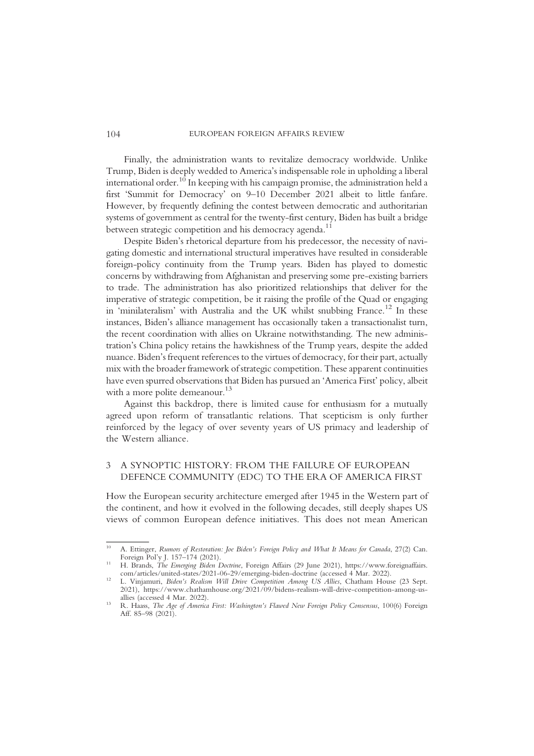Finally, the administration wants to revitalize democracy worldwide. Unlike Trump, Biden is deeply wedded to America's indispensable role in upholding a liberal international order.[10] In keeping with his campaign promise, the administration held a first 'Summit for Democracy' on 9–10 December 2021 albeit to little fanfare. However, by frequently defining the contest between democratic and authoritarian systems of government as central for the twenty-first century, Biden has built a bridge between strategic competition and his democracy agenda.[11]

Despite Biden's rhetorical departure from his predecessor, the necessity of navigating domestic and international structural imperatives have resulted in considerable foreign-policy continuity from the Trump years. Biden has played to domestic concerns by withdrawing from Afghanistan and preserving some pre-existing barriers to trade. The administration has also prioritized relationships that deliver for the imperative of strategic competition, be it raising the profile of the Quad or engaging in 'minilateralism' with Australia and the UK whilst snubbing France.[12] In these instances, Biden's alliance management has occasionally taken a transactionalist turn, the recent coordination with allies on Ukraine notwithstanding. The new administration's China policy retains the hawkishness of the Trump years, despite the added nuance. Biden's frequent references to the virtues of democracy, for their part, actually mix with the broader framework of strategic competition. These apparent continuities have even spurred observations that Biden has pursued an 'America First' policy, albeit with a more polite demeanour.[13]

Against this backdrop, there is limited cause for enthusiasm for a mutually agreed upon reform of transatlantic relations. That scepticism is only further reinforced by the legacy of over seventy years of US primacy and leadership of the Western alliance.

## 3 A SYNOPTIC HISTORY: FROM THE FAILURE OF EUROPEAN DEFENCE COMMUNITY (EDC) TO THE ERA OF AMERICA FIRST

How the European security architecture emerged after 1945 in the Western part of the continent, and how it evolved in the following decades, still deeply shapes US views of common European defence initiatives. This does not mean American

---

[10] A. Ettinger, *Rumors of Restoration: Joe Biden's Foreign Policy and What It Means for Canada*, 27(2) Can. Foreign Pol'y J. 157–174 (2021).

[11] H. Brands, *The Emerging Biden Doctrine*, Foreign Affairs (29 June 2021), https://www.foreignaffairs.com/articles/united-states/2021-06-29/emerging-biden-doctrine (accessed 4 Mar. 2022).

[12] L. Vinjamuri, *Biden's Realism Will Drive Competition Among US Allies*, Chatham House (23 Sept. 2021), https://www.chathamhouse.org/2021/09/bidens-realism-will-drive-competition-among-us-allies (accessed 4 Mar. 2022).

[13] R. Haass, *The Age of America First: Washington's Flawed New Foreign Policy Consensus*, 100(6) Foreign Aff. 85–98 (2021).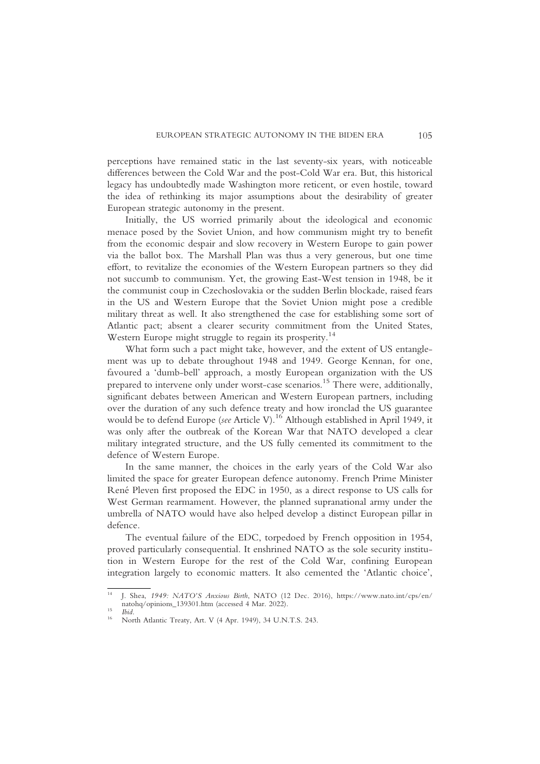perceptions have remained static in the last seventy-six years, with noticeable differences between the Cold War and the post-Cold War era. But, this historical legacy has undoubtedly made Washington more reticent, or even hostile, toward the idea of rethinking its major assumptions about the desirability of greater European strategic autonomy in the present.

Initially, the US worried primarily about the ideological and economic menace posed by the Soviet Union, and how communism might try to benefit from the economic despair and slow recovery in Western Europe to gain power via the ballot box. The Marshall Plan was thus a very generous, but one time effort, to revitalize the economies of the Western European partners so they did not succumb to communism. Yet, the growing East-West tension in 1948, be it the communist coup in Czechoslovakia or the sudden Berlin blockade, raised fears in the US and Western Europe that the Soviet Union might pose a credible military threat as well. It also strengthened the case for establishing some sort of Atlantic pact; absent a clearer security commitment from the United States, Western Europe might struggle to regain its prosperity.[14]

What form such a pact might take, however, and the extent of US entanglement was up to debate throughout 1948 and 1949. George Kennan, for one, favoured a 'dumb-bell' approach, a mostly European organization with the US prepared to intervene only under worst-case scenarios.[15] There were, additionally, significant debates between American and Western European partners, including over the duration of any such defence treaty and how ironclad the US guarantee would be to defend Europe (*see* Article V).[16] Although established in April 1949, it was only after the outbreak of the Korean War that NATO developed a clear military integrated structure, and the US fully cemented its commitment to the defence of Western Europe.

In the same manner, the choices in the early years of the Cold War also limited the space for greater European defence autonomy. French Prime Minister René Pleven first proposed the EDC in 1950, as a direct response to US calls for West German rearmament. However, the planned supranational army under the umbrella of NATO would have also helped develop a distinct European pillar in defence.

The eventual failure of the EDC, torpedoed by French opposition in 1954, proved particularly consequential. It enshrined NATO as the sole security institution in Western Europe for the rest of the Cold War, confining European integration largely to economic matters. It also cemented the 'Atlantic choice',

---

[14] J. Shea, *1949: NATO'S Anxious Birth*, NATO (12 Dec. 2016), https://www.nato.int/cps/en/natohq/opinions_139301.htm (accessed 4 Mar. 2022).

[15] *Ibid.*

[16] North Atlantic Treaty, Art. V (4 Apr. 1949), 34 U.N.T.S. 243.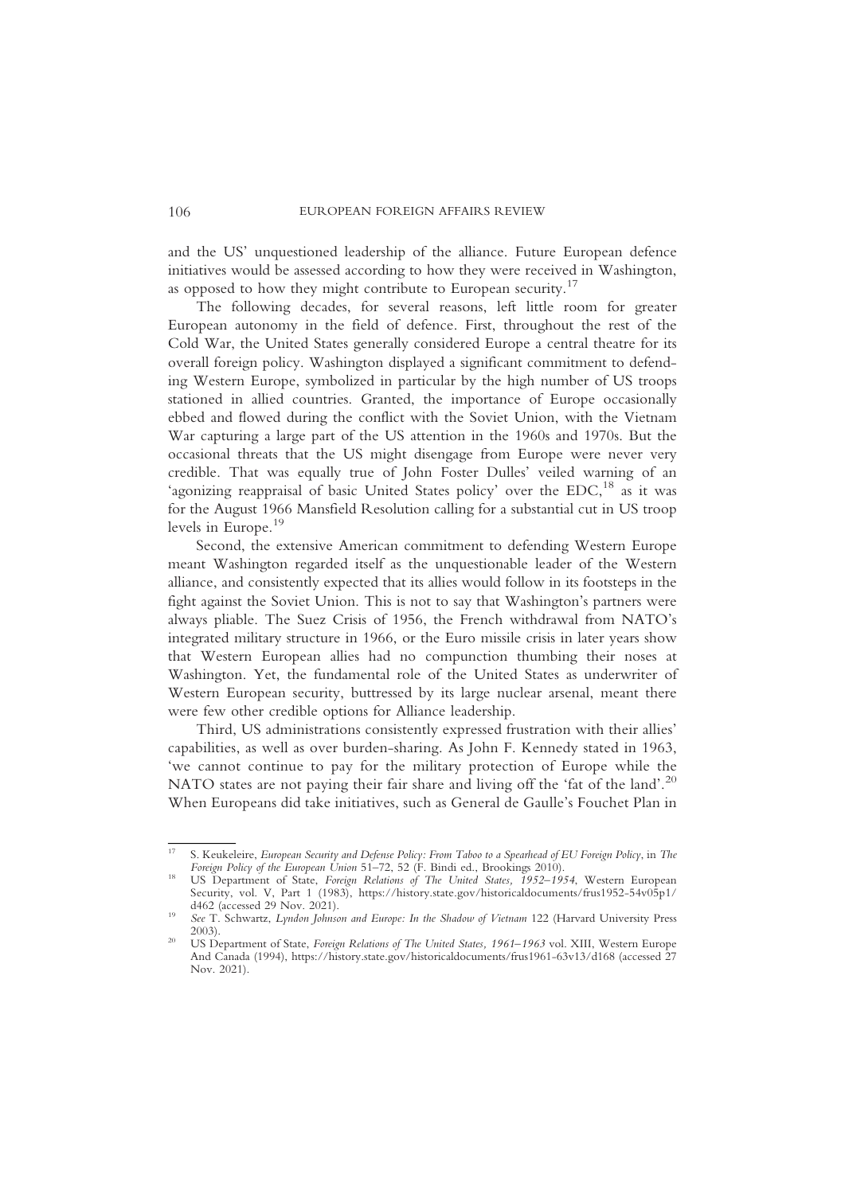and the US' unquestioned leadership of the alliance. Future European defence initiatives would be assessed according to how they were received in Washington, as opposed to how they might contribute to European security.[17]

The following decades, for several reasons, left little room for greater European autonomy in the field of defence. First, throughout the rest of the Cold War, the United States generally considered Europe a central theatre for its overall foreign policy. Washington displayed a significant commitment to defending Western Europe, symbolized in particular by the high number of US troops stationed in allied countries. Granted, the importance of Europe occasionally ebbed and flowed during the conflict with the Soviet Union, with the Vietnam War capturing a large part of the US attention in the 1960s and 1970s. But the occasional threats that the US might disengage from Europe were never very credible. That was equally true of John Foster Dulles' veiled warning of an 'agonizing reappraisal of basic United States policy' over the EDC,[18] as it was for the August 1966 Mansfield Resolution calling for a substantial cut in US troop levels in Europe.[19]

Second, the extensive American commitment to defending Western Europe meant Washington regarded itself as the unquestionable leader of the Western alliance, and consistently expected that its allies would follow in its footsteps in the fight against the Soviet Union. This is not to say that Washington's partners were always pliable. The Suez Crisis of 1956, the French withdrawal from NATO's integrated military structure in 1966, or the Euro missile crisis in later years show that Western European allies had no compunction thumbing their noses at Washington. Yet, the fundamental role of the United States as underwriter of Western European security, buttressed by its large nuclear arsenal, meant there were few other credible options for Alliance leadership.

Third, US administrations consistently expressed frustration with their allies' capabilities, as well as over burden-sharing. As John F. Kennedy stated in 1963, 'we cannot continue to pay for the military protection of Europe while the NATO states are not paying their fair share and living off the 'fat of the land'.[20] When Europeans did take initiatives, such as General de Gaulle's Fouchet Plan in

---

[17] S. Keukeleire, *European Security and Defense Policy: From Taboo to a Spearhead of EU Foreign Policy*, in *The Foreign Policy of the European Union* 51–72, 52 (F. Bindi ed., Brookings 2010).

[18] US Department of State, *Foreign Relations of The United States, 1952–1954*, Western European Security, vol. V, Part 1 (1983), https://history.state.gov/historicaldocuments/frus1952-54v05p1/d462 (accessed 29 Nov. 2021).

[19] *See* T. Schwartz, *Lyndon Johnson and Europe: In the Shadow of Vietnam* 122 (Harvard University Press 2003).

[20] US Department of State, *Foreign Relations of The United States, 1961–1963* vol. XIII, Western Europe And Canada (1994), https://history.state.gov/historicaldocuments/frus1961-63v13/d168 (accessed 27 Nov. 2021).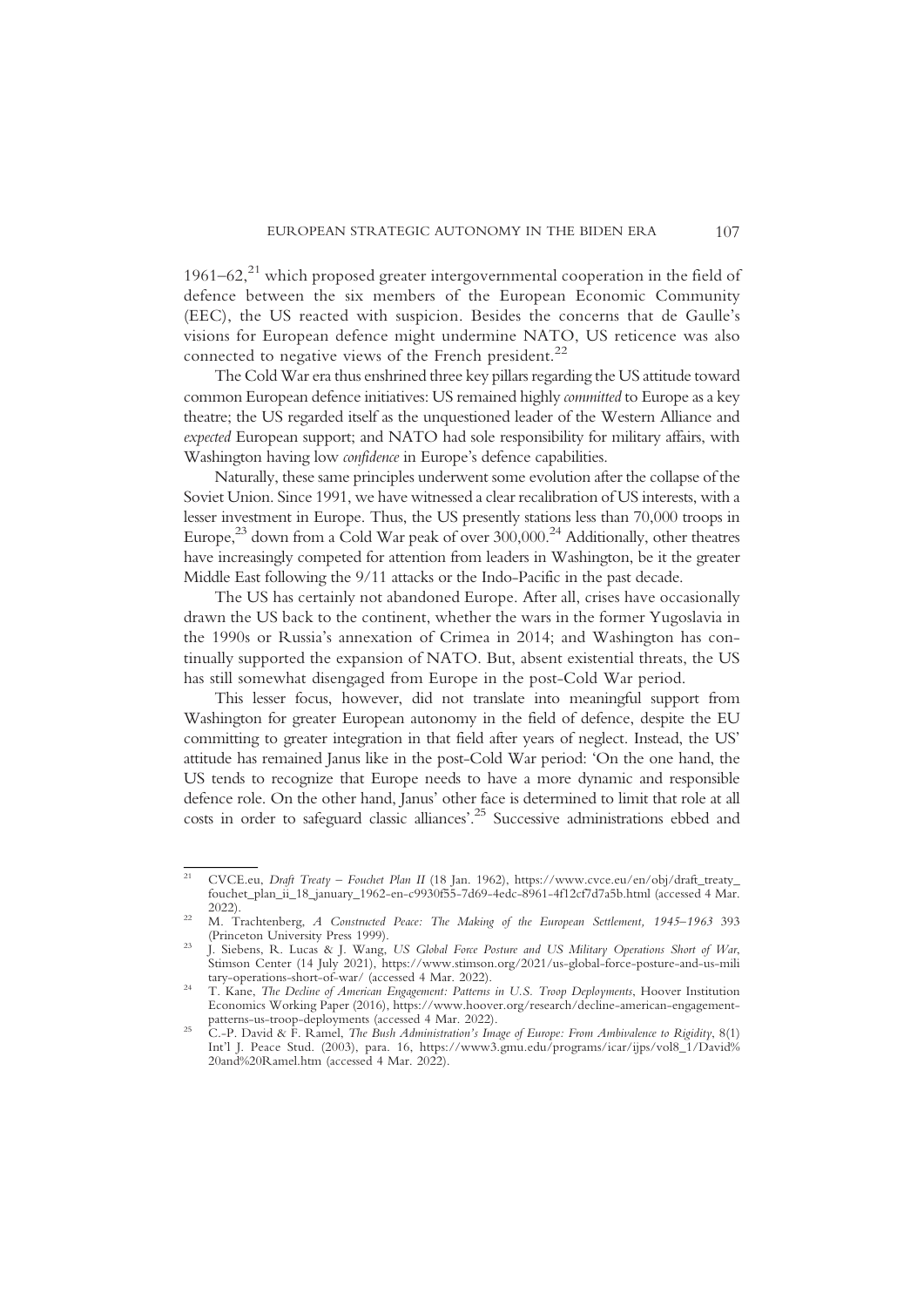1961–62,[21] which proposed greater intergovernmental cooperation in the field of defence between the six members of the European Economic Community (EEC), the US reacted with suspicion. Besides the concerns that de Gaulle's visions for European defence might undermine NATO, US reticence was also connected to negative views of the French president.[22]

The Cold War era thus enshrined three key pillars regarding the US attitude toward common European defence initiatives: US remained highly *committed* to Europe as a key theatre; the US regarded itself as the unquestioned leader of the Western Alliance and *expected* European support; and NATO had sole responsibility for military affairs, with Washington having low *confidence* in Europe's defence capabilities.

Naturally, these same principles underwent some evolution after the collapse of the Soviet Union. Since 1991, we have witnessed a clear recalibration of US interests, with a lesser investment in Europe. Thus, the US presently stations less than 70,000 troops in Europe,[23] down from a Cold War peak of over 300,000.[24] Additionally, other theatres have increasingly competed for attention from leaders in Washington, be it the greater Middle East following the 9/11 attacks or the Indo-Pacific in the past decade.

The US has certainly not abandoned Europe. After all, crises have occasionally drawn the US back to the continent, whether the wars in the former Yugoslavia in the 1990s or Russia's annexation of Crimea in 2014; and Washington has continually supported the expansion of NATO. But, absent existential threats, the US has still somewhat disengaged from Europe in the post-Cold War period.

This lesser focus, however, did not translate into meaningful support from Washington for greater European autonomy in the field of defence, despite the EU committing to greater integration in that field after years of neglect. Instead, the US' attitude has remained Janus like in the post-Cold War period: 'On the one hand, the US tends to recognize that Europe needs to have a more dynamic and responsible defence role. On the other hand, Janus' other face is determined to limit that role at all costs in order to safeguard classic alliances'.[25] Successive administrations ebbed and

---

[21] CVCE.eu, *Draft Treaty – Fouchet Plan II* (18 Jan. 1962), https://www.cvce.eu/en/obj/draft_treaty_fouchet_plan_ii_18_january_1962-en-c9930f55-7d69-4edc-8961-4f12cf7d7a5b.html (accessed 4 Mar. 2022).

[22] M. Trachtenberg, *A Constructed Peace: The Making of the European Settlement, 1945–1963* 393 (Princeton University Press 1999).

[23] J. Siebens, R. Lucas & J. Wang, *US Global Force Posture and US Military Operations Short of War*, Stimson Center (14 July 2021), https://www.stimson.org/2021/us-global-force-posture-and-us-military-operations-short-of-war/ (accessed 4 Mar. 2022).

[24] T. Kane, *The Decline of American Engagement: Patterns in U.S. Troop Deployments*, Hoover Institution Economics Working Paper (2016), https://www.hoover.org/research/decline-american-engagement-patterns-us-troop-deployments (accessed 4 Mar. 2022).

[25] C.-P. David & F. Ramel, *The Bush Administration's Image of Europe: From Ambivalence to Rigidity*, 8(1) Int'l J. Peace Stud. (2003), para. 16, https://www3.gmu.edu/programs/icar/ijps/vol8_1/David%20and%20Ramel.htm (accessed 4 Mar. 2022).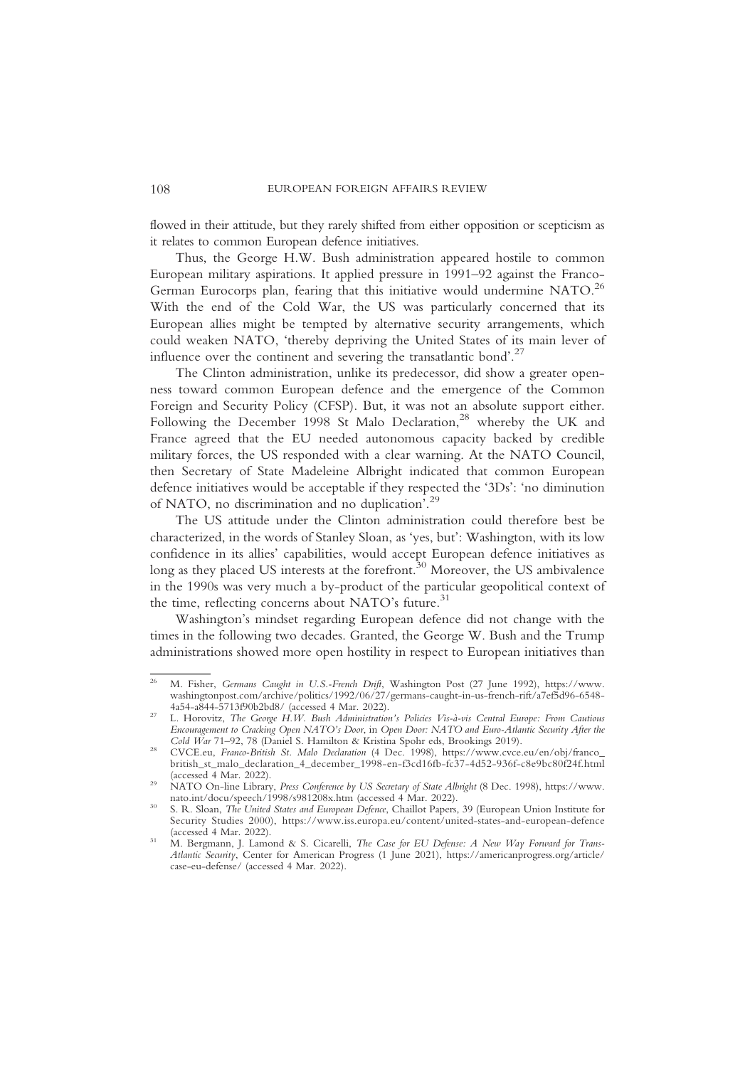flowed in their attitude, but they rarely shifted from either opposition or scepticism as it relates to common European defence initiatives.

Thus, the George H.W. Bush administration appeared hostile to common European military aspirations. It applied pressure in 1991–92 against the Franco-German Eurocorps plan, fearing that this initiative would undermine NATO.[26] With the end of the Cold War, the US was particularly concerned that its European allies might be tempted by alternative security arrangements, which could weaken NATO, 'thereby depriving the United States of its main lever of influence over the continent and severing the transatlantic bond'.[27]

The Clinton administration, unlike its predecessor, did show a greater openness toward common European defence and the emergence of the Common Foreign and Security Policy (CFSP). But, it was not an absolute support either. Following the December 1998 St Malo Declaration,[28] whereby the UK and France agreed that the EU needed autonomous capacity backed by credible military forces, the US responded with a clear warning. At the NATO Council, then Secretary of State Madeleine Albright indicated that common European defence initiatives would be acceptable if they respected the '3Ds': 'no diminution of NATO, no discrimination and no duplication'.[29]

The US attitude under the Clinton administration could therefore best be characterized, in the words of Stanley Sloan, as 'yes, but': Washington, with its low confidence in its allies' capabilities, would accept European defence initiatives as long as they placed US interests at the forefront.[30] Moreover, the US ambivalence in the 1990s was very much a by-product of the particular geopolitical context of the time, reflecting concerns about NATO's future.[31]

Washington's mindset regarding European defence did not change with the times in the following two decades. Granted, the George W. Bush and the Trump administrations showed more open hostility in respect to European initiatives than

---

[26] M. Fisher, *Germans Caught in U.S.-French Drift*, Washington Post (27 June 1992), https://www.washingtonpost.com/archive/politics/1992/06/27/germans-caught-in-us-french-rift/a7ef5d96-6548-4a54-a844-5713f90b2bd8/ (accessed 4 Mar. 2022).

[27] L. Horovitz, *The George H.W. Bush Administration's Policies Vis-à-vis Central Europe: From Cautious Encouragement to Cracking Open NATO's Door*, in *Open Door: NATO and Euro-Atlantic Security After the Cold War* 71–92, 78 (Daniel S. Hamilton & Kristina Spohr eds, Brookings 2019).

[28] CVCE.eu, *Franco-British St. Malo Declaration* (4 Dec. 1998), https://www.cvce.eu/en/obj/franco_british_st_malo_declaration_4_december_1998-en-f3cd16fb-fc37-4d52-936f-c8e9bc80f24f.html (accessed 4 Mar. 2022).

[29] NATO On-line Library, *Press Conference by US Secretary of State Albright* (8 Dec. 1998), https://www.nato.int/docu/speech/1998/s981208x.htm (accessed 4 Mar. 2022).

[30] S. R. Sloan, *The United States and European Defence*, Chaillot Papers, 39 (European Union Institute for Security Studies 2000), https://www.iss.europa.eu/content/united-states-and-european-defence (accessed 4 Mar. 2022).

[31] M. Bergmann, J. Lamond & S. Cicarelli, *The Case for EU Defense: A New Way Forward for Trans-Atlantic Security*, Center for American Progress (1 June 2021), https://americanprogress.org/article/case-eu-defense/ (accessed 4 Mar. 2022).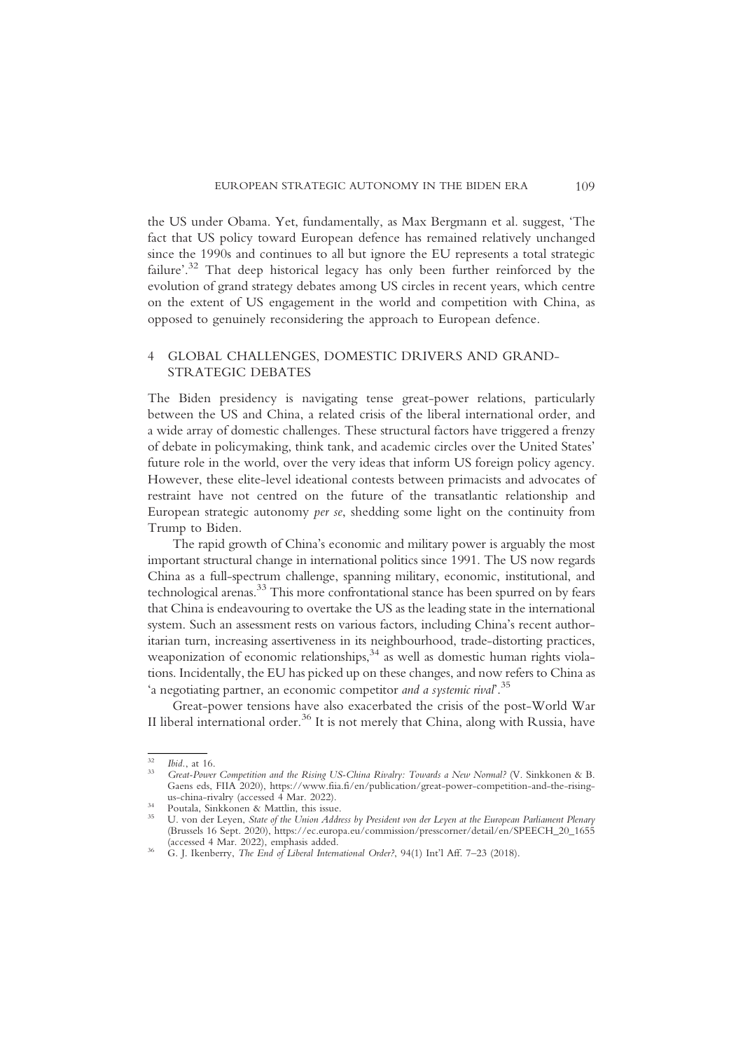the US under Obama. Yet, fundamentally, as Max Bergmann et al. suggest, 'The fact that US policy toward European defence has remained relatively unchanged since the 1990s and continues to all but ignore the EU represents a total strategic failure'.[32] That deep historical legacy has only been further reinforced by the evolution of grand strategy debates among US circles in recent years, which centre on the extent of US engagement in the world and competition with China, as opposed to genuinely reconsidering the approach to European defence.

## 4 GLOBAL CHALLENGES, DOMESTIC DRIVERS AND GRAND-STRATEGIC DEBATES

The Biden presidency is navigating tense great-power relations, particularly between the US and China, a related crisis of the liberal international order, and a wide array of domestic challenges. These structural factors have triggered a frenzy of debate in policymaking, think tank, and academic circles over the United States' future role in the world, over the very ideas that inform US foreign policy agency. However, these elite-level ideational contests between primacists and advocates of restraint have not centred on the future of the transatlantic relationship and European strategic autonomy *per se*, shedding some light on the continuity from Trump to Biden.

The rapid growth of China's economic and military power is arguably the most important structural change in international politics since 1991. The US now regards China as a full-spectrum challenge, spanning military, economic, institutional, and technological arenas.[33] This more confrontational stance has been spurred on by fears that China is endeavouring to overtake the US as the leading state in the international system. Such an assessment rests on various factors, including China's recent authoritarian turn, increasing assertiveness in its neighbourhood, trade-distorting practices, weaponization of economic relationships,[34] as well as domestic human rights violations. Incidentally, the EU has picked up on these changes, and now refers to China as 'a negotiating partner, an economic competitor *and a systemic rival*'.[35]

Great-power tensions have also exacerbated the crisis of the post-World War II liberal international order.[36] It is not merely that China, along with Russia, have

---

[32] *Ibid.*, at 16.

[33] *Great-Power Competition and the Rising US-China Rivalry: Towards a New Normal?* (V. Sinkkonen & B. Gaens eds, FIIA 2020), https://www.fiia.fi/en/publication/great-power-competition-and-the-rising-us-china-rivalry (accessed 4 Mar. 2022).

[34] Poutala, Sinkkonen & Mattlin, this issue.

[35] U. von der Leyen, *State of the Union Address by President von der Leyen at the European Parliament Plenary* (Brussels 16 Sept. 2020), https://ec.europa.eu/commission/presscorner/detail/en/SPEECH_20_1655 (accessed 4 Mar. 2022), emphasis added.

[36] G. J. Ikenberry, *The End of Liberal International Order?*, 94(1) Int'l Aff. 7–23 (2018).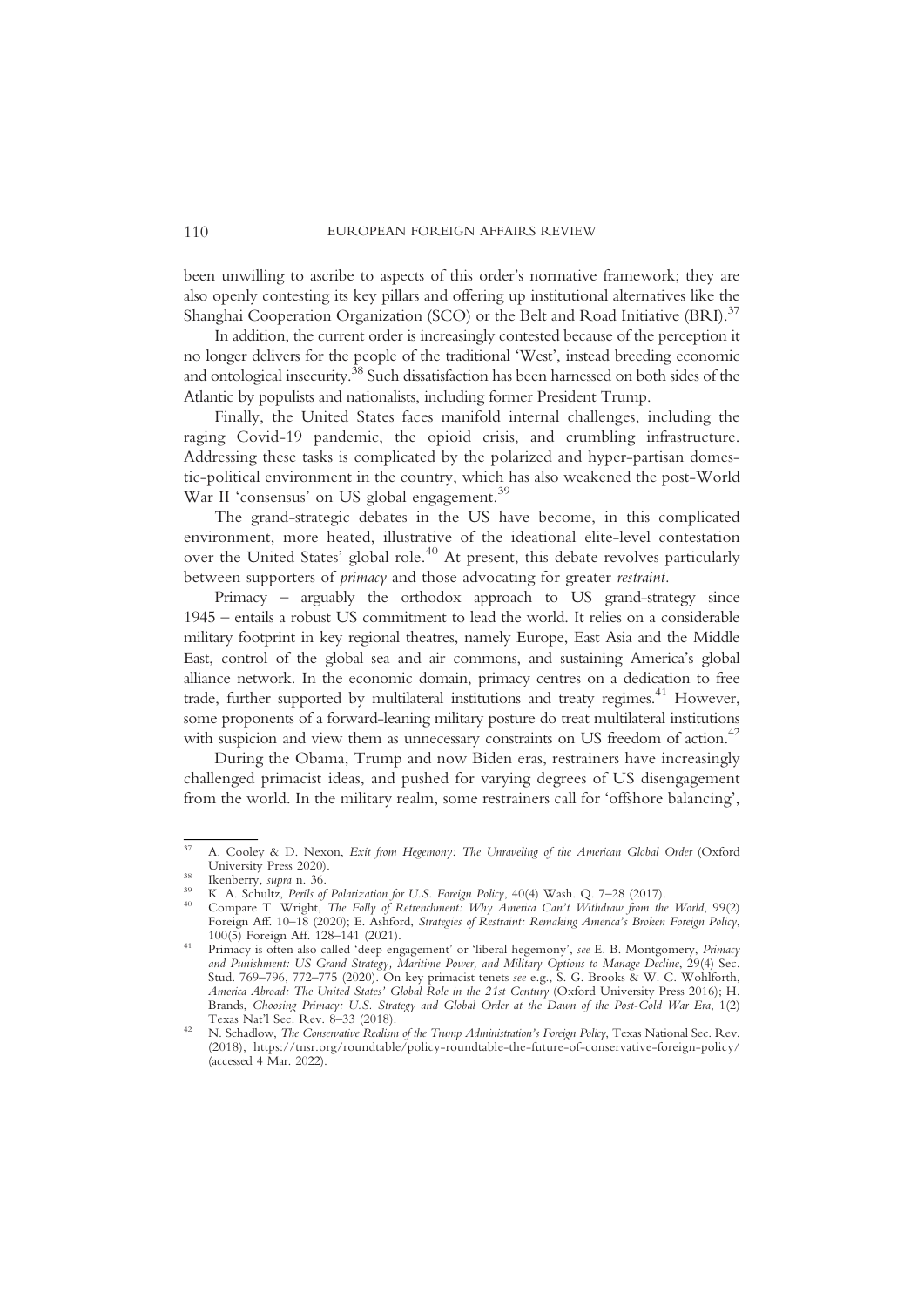been unwilling to ascribe to aspects of this order's normative framework; they are also openly contesting its key pillars and offering up institutional alternatives like the Shanghai Cooperation Organization (SCO) or the Belt and Road Initiative (BRI).[37]

In addition, the current order is increasingly contested because of the perception it no longer delivers for the people of the traditional 'West', instead breeding economic and ontological insecurity.[38] Such dissatisfaction has been harnessed on both sides of the Atlantic by populists and nationalists, including former President Trump.

Finally, the United States faces manifold internal challenges, including the raging Covid-19 pandemic, the opioid crisis, and crumbling infrastructure. Addressing these tasks is complicated by the polarized and hyper-partisan domestic-political environment in the country, which has also weakened the post-World War II 'consensus' on US global engagement.[39]

The grand-strategic debates in the US have become, in this complicated environment, more heated, illustrative of the ideational elite-level contestation over the United States' global role.[40] At present, this debate revolves particularly between supporters of *primacy* and those advocating for greater *restraint*.

Primacy – arguably the orthodox approach to US grand-strategy since 1945 – entails a robust US commitment to lead the world. It relies on a considerable military footprint in key regional theatres, namely Europe, East Asia and the Middle East, control of the global sea and air commons, and sustaining America's global alliance network. In the economic domain, primacy centres on a dedication to free trade, further supported by multilateral institutions and treaty regimes.[41] However, some proponents of a forward-leaning military posture do treat multilateral institutions with suspicion and view them as unnecessary constraints on US freedom of action.[42]

During the Obama, Trump and now Biden eras, restrainers have increasingly challenged primacist ideas, and pushed for varying degrees of US disengagement from the world. In the military realm, some restrainers call for 'offshore balancing',

---

[37] A. Cooley & D. Nexon, *Exit from Hegemony: The Unraveling of the American Global Order* (Oxford University Press 2020).

[38] Ikenberry, *supra* n. 36.

[39] K. A. Schultz, *Perils of Polarization for U.S. Foreign Policy*, 40(4) Wash. Q. 7–28 (2017).

[40] Compare T. Wright, *The Folly of Retrenchment: Why America Can't Withdraw from the World*, 99(2) Foreign Aff. 10–18 (2020); E. Ashford, *Strategies of Restraint: Remaking America's Broken Foreign Policy*, 100(5) Foreign Aff. 128–141 (2021).

[41] Primacy is often also called 'deep engagement' or 'liberal hegemony', *see* E. B. Montgomery, *Primacy and Punishment: US Grand Strategy, Maritime Power, and Military Options to Manage Decline*, 29(4) Sec. Stud. 769–796, 772–775 (2020). On key primacist tenets *see* e.g., S. G. Brooks & W. C. Wohlforth, *America Abroad: The United States' Global Role in the 21st Century* (Oxford University Press 2016); H. Brands, *Choosing Primacy: U.S. Strategy and Global Order at the Dawn of the Post-Cold War Era*, 1(2) Texas Nat'l Sec. Rev. 8–33 (2018).

[42] N. Schadlow, *The Conservative Realism of the Trump Administration's Foreign Policy*, Texas National Sec. Rev. (2018), https://tnsr.org/roundtable/policy-roundtable-the-future-of-conservative-foreign-policy/ (accessed 4 Mar. 2022).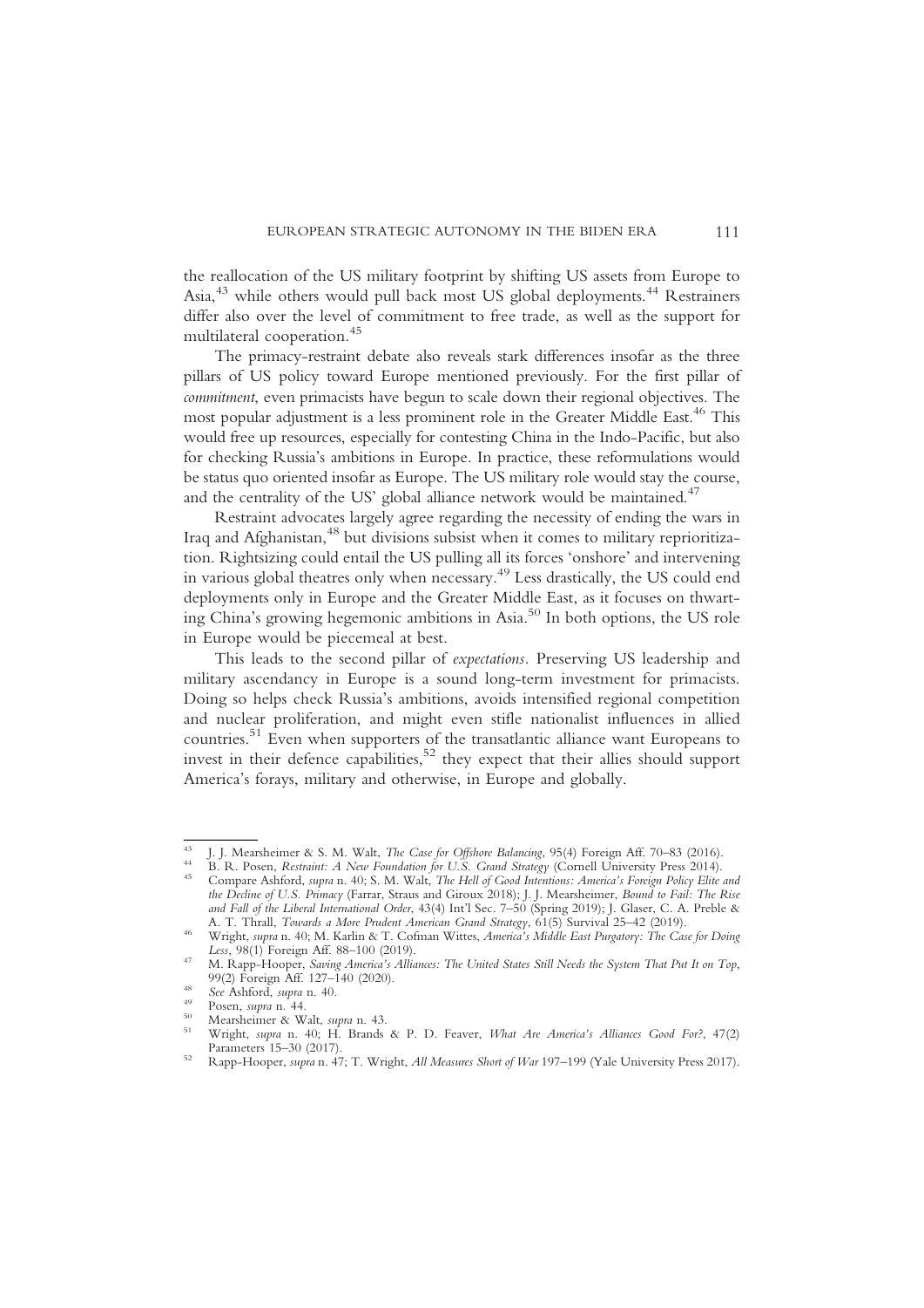the reallocation of the US military footprint by shifting US assets from Europe to Asia,[43] while others would pull back most US global deployments.[44] Restrainers differ also over the level of commitment to free trade, as well as the support for multilateral cooperation.[45]

The primacy-restraint debate also reveals stark differences insofar as the three pillars of US policy toward Europe mentioned previously. For the first pillar of *commitment*, even primacists have begun to scale down their regional objectives. The most popular adjustment is a less prominent role in the Greater Middle East.[46] This would free up resources, especially for contesting China in the Indo-Pacific, but also for checking Russia's ambitions in Europe. In practice, these reformulations would be status quo oriented insofar as Europe. The US military role would stay the course, and the centrality of the US' global alliance network would be maintained.[47]

Restraint advocates largely agree regarding the necessity of ending the wars in Iraq and Afghanistan,[48] but divisions subsist when it comes to military reprioritization. Rightsizing could entail the US pulling all its forces 'onshore' and intervening in various global theatres only when necessary.[49] Less drastically, the US could end deployments only in Europe and the Greater Middle East, as it focuses on thwarting China's growing hegemonic ambitions in Asia.[50] In both options, the US role in Europe would be piecemeal at best.

This leads to the second pillar of *expectations*. Preserving US leadership and military ascendancy in Europe is a sound long-term investment for primacists. Doing so helps check Russia's ambitions, avoids intensified regional competition and nuclear proliferation, and might even stifle nationalist influences in allied countries.[51] Even when supporters of the transatlantic alliance want Europeans to invest in their defence capabilities,[52] they expect that their allies should support America's forays, military and otherwise, in Europe and globally.

---

[43] J. J. Mearsheimer & S. M. Walt, *The Case for Offshore Balancing*, 95(4) Foreign Aff. 70–83 (2016).

[44] B. R. Posen, *Restraint: A New Foundation for U.S. Grand Strategy* (Cornell University Press 2014).

[45] Compare Ashford, *supra* n. 40; S. M. Walt, *The Hell of Good Intentions: America's Foreign Policy Elite and the Decline of U.S. Primacy* (Farrar, Straus and Giroux 2018); J. J. Mearsheimer, *Bound to Fail: The Rise and Fall of the Liberal International Order*, 43(4) Int'l Sec. 7–50 (Spring 2019); J. Glaser, C. A. Preble & A. T. Thrall, *Towards a More Prudent American Grand Strategy*, 61(5) Survival 25–42 (2019).

[46] Wright, *supra* n. 40; M. Karlin & T. Cofman Wittes, *America's Middle East Purgatory: The Case for Doing Less*, 98(1) Foreign Aff. 88–100 (2019).

[47] M. Rapp-Hooper, *Saving America's Alliances: The United States Still Needs the System That Put It on Top*, 99(2) Foreign Aff. 127–140 (2020).

[48] *See* Ashford, *supra* n. 40.

[49] Posen, *supra* n. 44.

[50] Mearsheimer & Walt, *supra* n. 43.

[51] Wright, *supra* n. 40; H. Brands & P. D. Feaver, *What Are America's Alliances Good For?*, 47(2) Parameters 15–30 (2017).

[52] Rapp-Hooper, *supra* n. 47; T. Wright, *All Measures Short of War* 197–199 (Yale University Press 2017).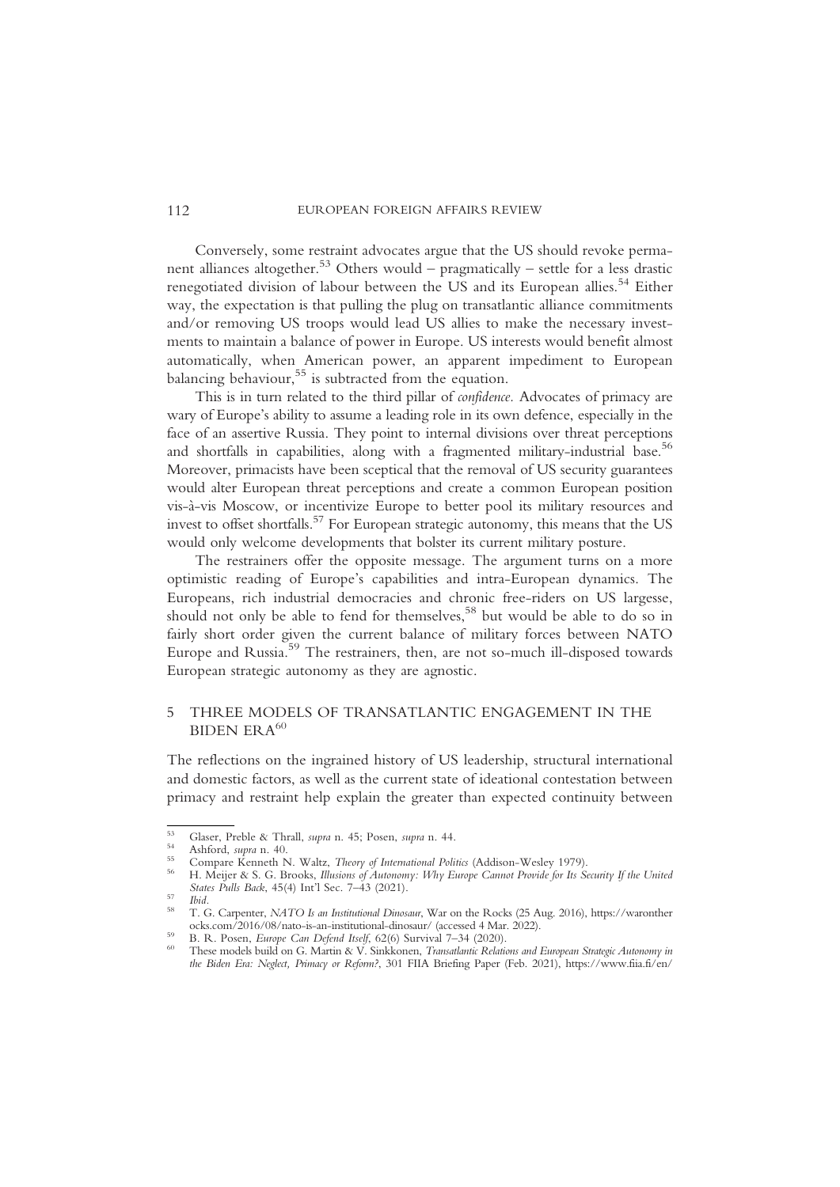Conversely, some restraint advocates argue that the US should revoke permanent alliances altogether.[53] Others would – pragmatically – settle for a less drastic renegotiated division of labour between the US and its European allies.[54] Either way, the expectation is that pulling the plug on transatlantic alliance commitments and/or removing US troops would lead US allies to make the necessary investments to maintain a balance of power in Europe. US interests would benefit almost automatically, when American power, an apparent impediment to European balancing behaviour,[55] is subtracted from the equation.

This is in turn related to the third pillar of *confidence*. Advocates of primacy are wary of Europe's ability to assume a leading role in its own defence, especially in the face of an assertive Russia. They point to internal divisions over threat perceptions and shortfalls in capabilities, along with a fragmented military-industrial base.[56] Moreover, primacists have been sceptical that the removal of US security guarantees would alter European threat perceptions and create a common European position vis-à-vis Moscow, or incentivize Europe to better pool its military resources and invest to offset shortfalls.[57] For European strategic autonomy, this means that the US would only welcome developments that bolster its current military posture.

The restrainers offer the opposite message. The argument turns on a more optimistic reading of Europe's capabilities and intra-European dynamics. The Europeans, rich industrial democracies and chronic free-riders on US largesse, should not only be able to fend for themselves,[58] but would be able to do so in fairly short order given the current balance of military forces between NATO Europe and Russia.[59] The restrainers, then, are not so-much ill-disposed towards European strategic autonomy as they are agnostic.

## 5 THREE MODELS OF TRANSATLANTIC ENGAGEMENT IN THE BIDEN ERA[60]

The reflections on the ingrained history of US leadership, structural international and domestic factors, as well as the current state of ideational contestation between primacy and restraint help explain the greater than expected continuity between

---

[53] Glaser, Preble & Thrall, *supra* n. 45; Posen, *supra* n. 44.

[54] Ashford, *supra* n. 40.

[55] Compare Kenneth N. Waltz, *Theory of International Politics* (Addison-Wesley 1979).

[56] H. Meijer & S. G. Brooks, *Illusions of Autonomy: Why Europe Cannot Provide for Its Security If the United States Pulls Back*, 45(4) Int'l Sec. 7–43 (2021).

[57] *Ibid*.

[58] T. G. Carpenter, *NATO Is an Institutional Dinosaur*, War on the Rocks (25 Aug. 2016), https://warontherocks.com/2016/08/nato-is-an-institutional-dinosaur/ (accessed 4 Mar. 2022).

[59] B. R. Posen, *Europe Can Defend Itself*, 62(6) Survival 7–34 (2020).

[60] These models build on G. Martin & V. Sinkkonen, *Transatlantic Relations and European Strategic Autonomy in the Biden Era: Neglect, Primacy or Reform?*, 301 FIIA Briefing Paper (Feb. 2021), https://www.fiia.fi/en/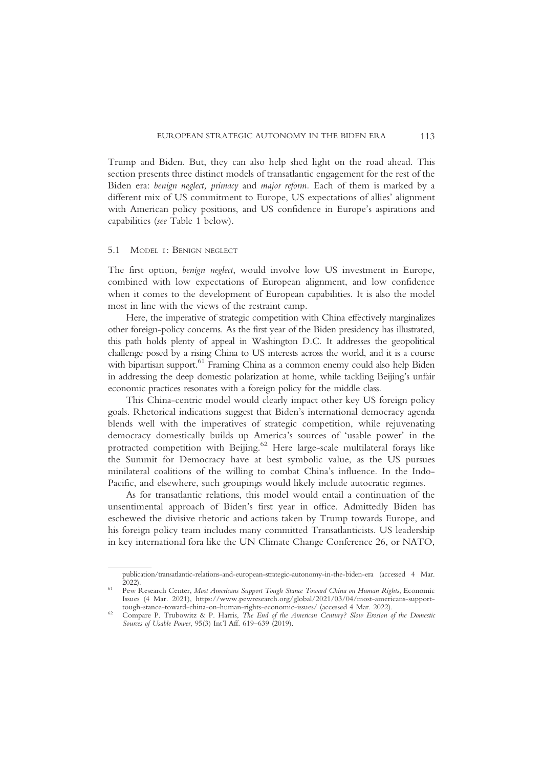Trump and Biden. But, they can also help shed light on the road ahead. This section presents three distinct models of transatlantic engagement for the rest of the Biden era: *benign neglect, primacy* and *major reform*. Each of them is marked by a different mix of US commitment to Europe, US expectations of allies' alignment with American policy positions, and US confidence in Europe's aspirations and capabilities (*see* Table 1 below).

### 5.1 Model 1: Benign neglect

The first option, *benign neglect*, would involve low US investment in Europe, combined with low expectations of European alignment, and low confidence when it comes to the development of European capabilities. It is also the model most in line with the views of the restraint camp.

Here, the imperative of strategic competition with China effectively marginalizes other foreign-policy concerns. As the first year of the Biden presidency has illustrated, this path holds plenty of appeal in Washington D.C. It addresses the geopolitical challenge posed by a rising China to US interests across the world, and it is a course with bipartisan support.[61] Framing China as a common enemy could also help Biden in addressing the deep domestic polarization at home, while tackling Beijing's unfair economic practices resonates with a foreign policy for the middle class.

This China-centric model would clearly impact other key US foreign policy goals. Rhetorical indications suggest that Biden's international democracy agenda blends well with the imperatives of strategic competition, while rejuvenating democracy domestically builds up America's sources of 'usable power' in the protracted competition with Beijing.[62] Here large-scale multilateral forays like the Summit for Democracy have at best symbolic value, as the US pursues minilateral coalitions of the willing to combat China's influence. In the Indo-Pacific, and elsewhere, such groupings would likely include autocratic regimes.

As for transatlantic relations, this model would entail a continuation of the unsentimental approach of Biden's first year in office. Admittedly Biden has eschewed the divisive rhetoric and actions taken by Trump towards Europe, and his foreign policy team includes many committed Transatlanticists. US leadership in key international fora like the UN Climate Change Conference 26, or NATO,

---

publication/transatlantic-relations-and-european-strategic-autonomy-in-the-biden-era (accessed 4 Mar. 2022).

[61] Pew Research Center, *Most Americans Support Tough Stance Toward China on Human Rights*, Economic Issues (4 Mar. 2021), https://www.pewresearch.org/global/2021/03/04/most-americans-support-tough-stance-toward-china-on-human-rights-economic-issues/ (accessed 4 Mar. 2022).

[62] Compare P. Trubowitz & P. Harris, *The End of the American Century? Slow Erosion of the Domestic Sources of Usable Power*, 95(3) Int'l Aff. 619–639 (2019).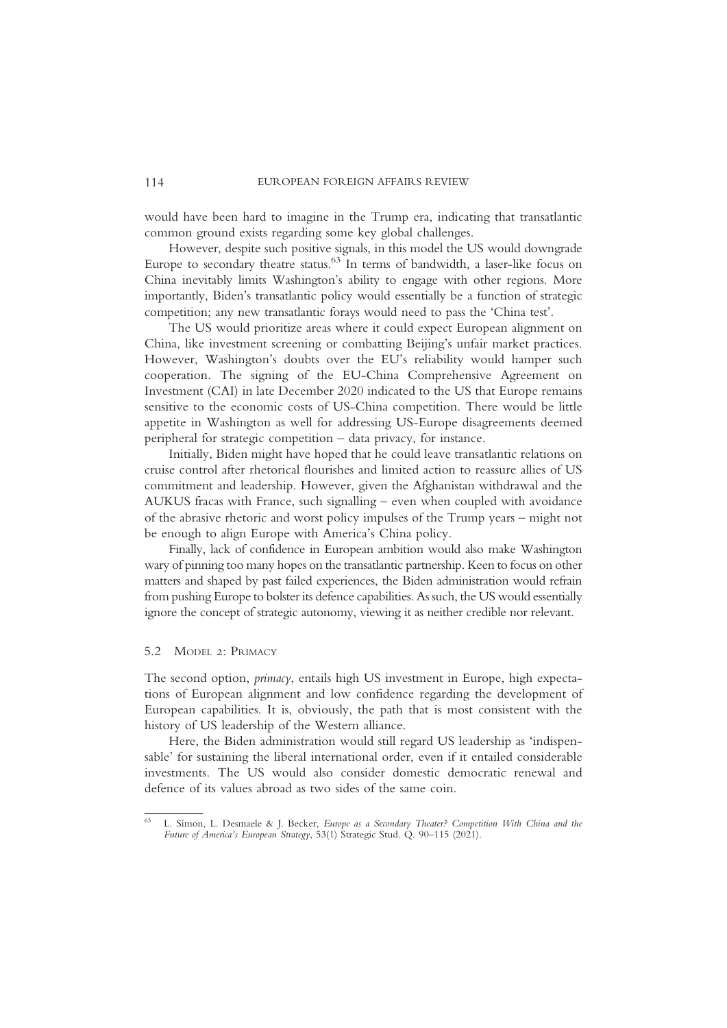would have been hard to imagine in the Trump era, indicating that transatlantic common ground exists regarding some key global challenges.

However, despite such positive signals, in this model the US would downgrade Europe to secondary theatre status.[63] In terms of bandwidth, a laser-like focus on China inevitably limits Washington's ability to engage with other regions. More importantly, Biden's transatlantic policy would essentially be a function of strategic competition; any new transatlantic forays would need to pass the 'China test'.

The US would prioritize areas where it could expect European alignment on China, like investment screening or combatting Beijing's unfair market practices. However, Washington's doubts over the EU's reliability would hamper such cooperation. The signing of the EU-China Comprehensive Agreement on Investment (CAI) in late December 2020 indicated to the US that Europe remains sensitive to the economic costs of US-China competition. There would be little appetite in Washington as well for addressing US-Europe disagreements deemed peripheral for strategic competition – data privacy, for instance.

Initially, Biden might have hoped that he could leave transatlantic relations on cruise control after rhetorical flourishes and limited action to reassure allies of US commitment and leadership. However, given the Afghanistan withdrawal and the AUKUS fracas with France, such signalling – even when coupled with avoidance of the abrasive rhetoric and worst policy impulses of the Trump years – might not be enough to align Europe with America's China policy.

Finally, lack of confidence in European ambition would also make Washington wary of pinning too many hopes on the transatlantic partnership. Keen to focus on other matters and shaped by past failed experiences, the Biden administration would refrain from pushing Europe to bolster its defence capabilities. As such, the US would essentially ignore the concept of strategic autonomy, viewing it as neither credible nor relevant.

### 5.2 Model 2: Primacy

The second option, *primacy*, entails high US investment in Europe, high expectations of European alignment and low confidence regarding the development of European capabilities. It is, obviously, the path that is most consistent with the history of US leadership of the Western alliance.

Here, the Biden administration would still regard US leadership as 'indispensable' for sustaining the liberal international order, even if it entailed considerable investments. The US would also consider domestic democratic renewal and defence of its values abroad as two sides of the same coin.

---

[63] L. Símon, L. Desmaele & J. Becker, *Europe as a Secondary Theater? Competition With China and the Future of America's European Strategy*, 53(1) Strategic Stud. Q. 90–115 (2021).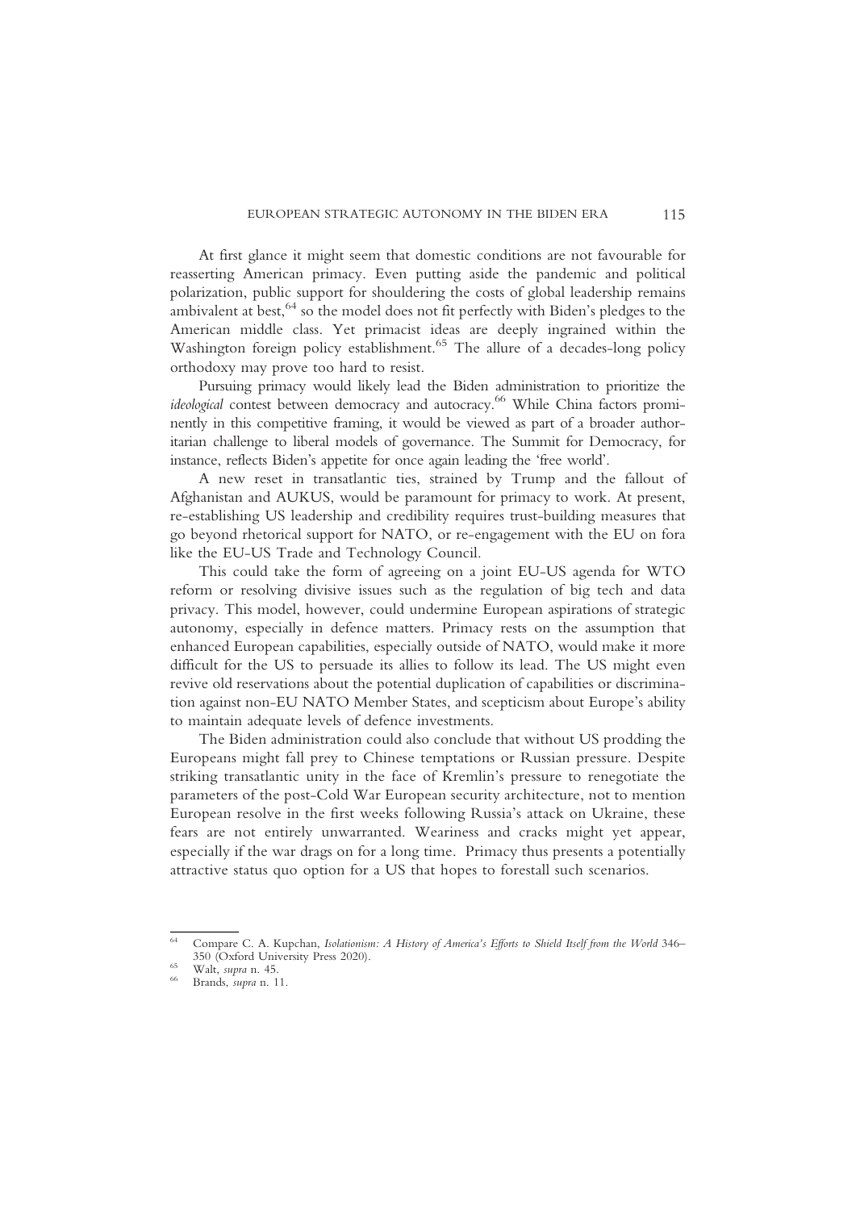At first glance it might seem that domestic conditions are not favourable for reasserting American primacy. Even putting aside the pandemic and political polarization, public support for shouldering the costs of global leadership remains ambivalent at best,[64] so the model does not fit perfectly with Biden's pledges to the American middle class. Yet primacist ideas are deeply ingrained within the Washington foreign policy establishment.[65] The allure of a decades-long policy orthodoxy may prove too hard to resist.

Pursuing primacy would likely lead the Biden administration to prioritize the *ideological* contest between democracy and autocracy.[66] While China factors prominently in this competitive framing, it would be viewed as part of a broader authoritarian challenge to liberal models of governance. The Summit for Democracy, for instance, reflects Biden's appetite for once again leading the 'free world'.

A new reset in transatlantic ties, strained by Trump and the fallout of Afghanistan and AUKUS, would be paramount for primacy to work. At present, re-establishing US leadership and credibility requires trust-building measures that go beyond rhetorical support for NATO, or re-engagement with the EU on fora like the EU-US Trade and Technology Council.

This could take the form of agreeing on a joint EU-US agenda for WTO reform or resolving divisive issues such as the regulation of big tech and data privacy. This model, however, could undermine European aspirations of strategic autonomy, especially in defence matters. Primacy rests on the assumption that enhanced European capabilities, especially outside of NATO, would make it more difficult for the US to persuade its allies to follow its lead. The US might even revive old reservations about the potential duplication of capabilities or discrimination against non-EU NATO Member States, and scepticism about Europe's ability to maintain adequate levels of defence investments.

The Biden administration could also conclude that without US prodding the Europeans might fall prey to Chinese temptations or Russian pressure. Despite striking transatlantic unity in the face of Kremlin's pressure to renegotiate the parameters of the post-Cold War European security architecture, not to mention European resolve in the first weeks following Russia's attack on Ukraine, these fears are not entirely unwarranted. Weariness and cracks might yet appear, especially if the war drags on for a long time. Primacy thus presents a potentially attractive status quo option for a US that hopes to forestall such scenarios.

---

[64] Compare C. A. Kupchan, *Isolationism: A History of America's Efforts to Shield Itself from the World* 346–350 (Oxford University Press 2020).

[65] Walt, *supra* n. 45.

[66] Brands, *supra* n. 11.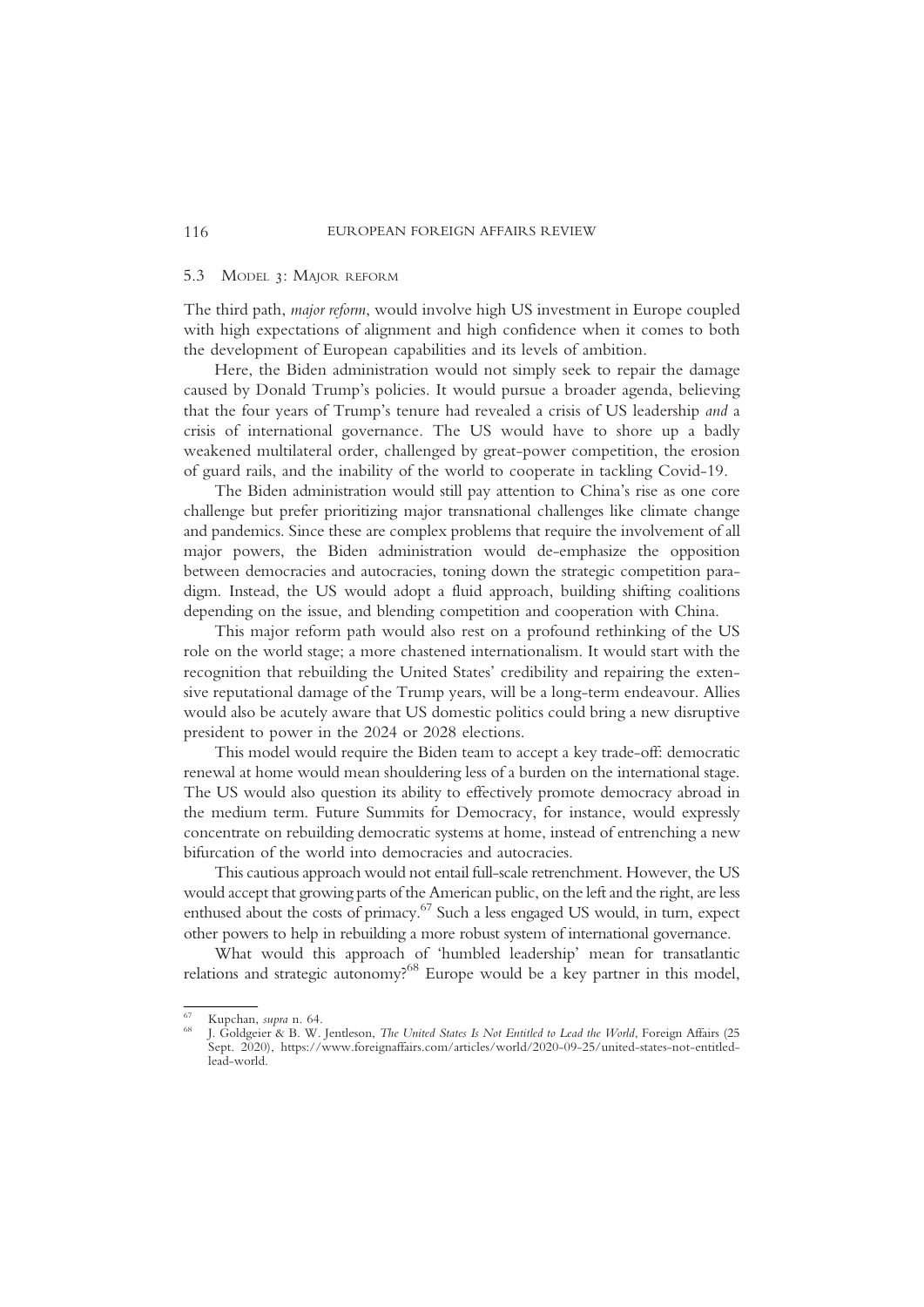### 5.3 Model 3: Major reform

The third path, *major reform*, would involve high US investment in Europe coupled with high expectations of alignment and high confidence when it comes to both the development of European capabilities and its levels of ambition.

Here, the Biden administration would not simply seek to repair the damage caused by Donald Trump's policies. It would pursue a broader agenda, believing that the four years of Trump's tenure had revealed a crisis of US leadership *and* a crisis of international governance. The US would have to shore up a badly weakened multilateral order, challenged by great-power competition, the erosion of guard rails, and the inability of the world to cooperate in tackling Covid-19.

The Biden administration would still pay attention to China's rise as one core challenge but prefer prioritizing major transnational challenges like climate change and pandemics. Since these are complex problems that require the involvement of all major powers, the Biden administration would de-emphasize the opposition between democracies and autocracies, toning down the strategic competition paradigm. Instead, the US would adopt a fluid approach, building shifting coalitions depending on the issue, and blending competition and cooperation with China.

This major reform path would also rest on a profound rethinking of the US role on the world stage; a more chastened internationalism. It would start with the recognition that rebuilding the United States' credibility and repairing the extensive reputational damage of the Trump years, will be a long-term endeavour. Allies would also be acutely aware that US domestic politics could bring a new disruptive president to power in the 2024 or 2028 elections.

This model would require the Biden team to accept a key trade-off: democratic renewal at home would mean shouldering less of a burden on the international stage. The US would also question its ability to effectively promote democracy abroad in the medium term. Future Summits for Democracy, for instance, would expressly concentrate on rebuilding democratic systems at home, instead of entrenching a new bifurcation of the world into democracies and autocracies.

This cautious approach would not entail full-scale retrenchment. However, the US would accept that growing parts of the American public, on the left and the right, are less enthused about the costs of primacy.[67] Such a less engaged US would, in turn, expect other powers to help in rebuilding a more robust system of international governance.

What would this approach of 'humbled leadership' mean for transatlantic relations and strategic autonomy?[68] Europe would be a key partner in this model,

---

[67] Kupchan, *supra* n. 64.

[68] J. Goldgeier & B. W. Jentleson, *The United States Is Not Entitled to Lead the World*, Foreign Affairs (25 Sept. 2020), https://www.foreignaffairs.com/articles/world/2020-09-25/united-states-not-entitled-lead-world.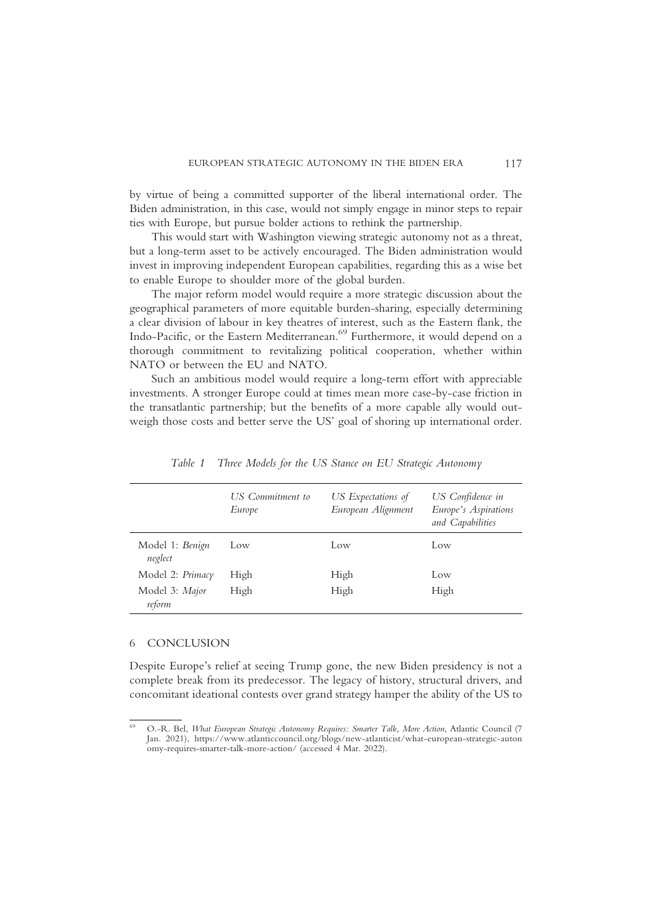by virtue of being a committed supporter of the liberal international order. The Biden administration, in this case, would not simply engage in minor steps to repair ties with Europe, but pursue bolder actions to rethink the partnership.

This would start with Washington viewing strategic autonomy not as a threat, but a long-term asset to be actively encouraged. The Biden administration would invest in improving independent European capabilities, regarding this as a wise bet to enable Europe to shoulder more of the global burden.

The major reform model would require a more strategic discussion about the geographical parameters of more equitable burden-sharing, especially determining a clear division of labour in key theatres of interest, such as the Eastern flank, the Indo-Pacific, or the Eastern Mediterranean.[69] Furthermore, it would depend on a thorough commitment to revitalizing political cooperation, whether within NATO or between the EU and NATO.

Such an ambitious model would require a long-term effort with appreciable investments. A stronger Europe could at times mean more case-by-case friction in the transatlantic partnership; but the benefits of a more capable ally would outweigh those costs and better serve the US' goal of shoring up international order.

*Table 1 Three Models for the US Stance on EU Strategic Autonomy*

| | *US Commitment to Europe* | *US Expectations of European Alignment* | *US Confidence in Europe's Aspirations and Capabilities* |
|---|---|---|---|
| Model 1: *Benign neglect* | Low | Low | Low |
| Model 2: *Primacy* | High | High | Low |
| Model 3: *Major reform* | High | High | High |

## 6 CONCLUSION

Despite Europe's relief at seeing Trump gone, the new Biden presidency is not a complete break from its predecessor. The legacy of history, structural drivers, and concomitant ideational contests over grand strategy hamper the ability of the US to

---

[69] O.-R. Bel, *What European Strategic Autonomy Requires: Smarter Talk, More Action*, Atlantic Council (7 Jan. 2021), https://www.atlanticcouncil.org/blogs/new-atlanticist/what-european-strategic-autonomy-requires-smarter-talk-more-action/ (accessed 4 Mar. 2022).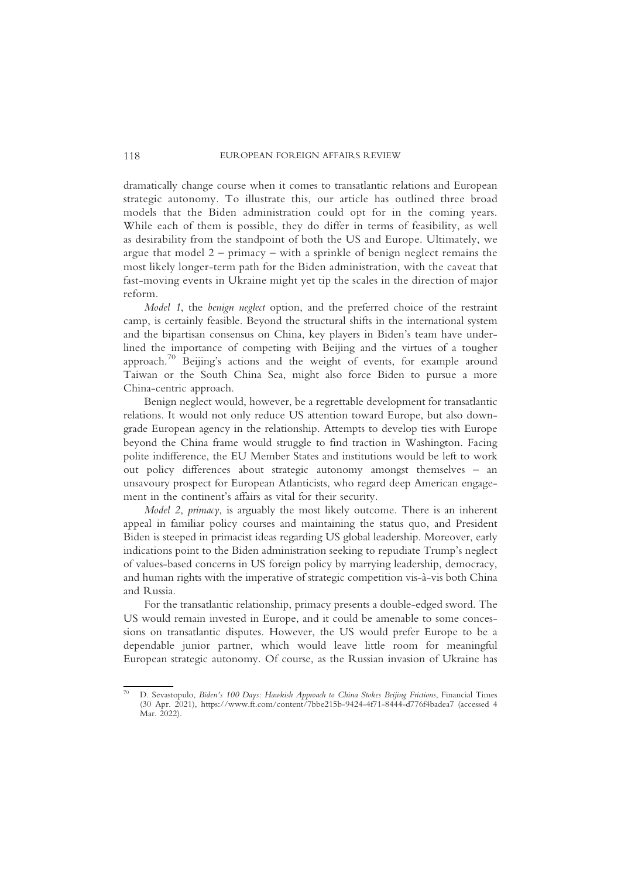dramatically change course when it comes to transatlantic relations and European strategic autonomy. To illustrate this, our article has outlined three broad models that the Biden administration could opt for in the coming years. While each of them is possible, they do differ in terms of feasibility, as well as desirability from the standpoint of both the US and Europe. Ultimately, we argue that model 2 – primacy – with a sprinkle of benign neglect remains the most likely longer-term path for the Biden administration, with the caveat that fast-moving events in Ukraine might yet tip the scales in the direction of major reform.

*Model 1*, the *benign neglect* option, and the preferred choice of the restraint camp, is certainly feasible. Beyond the structural shifts in the international system and the bipartisan consensus on China, key players in Biden's team have underlined the importance of competing with Beijing and the virtues of a tougher approach.[70] Beijing's actions and the weight of events, for example around Taiwan or the South China Sea, might also force Biden to pursue a more China-centric approach.

Benign neglect would, however, be a regrettable development for transatlantic relations. It would not only reduce US attention toward Europe, but also downgrade European agency in the relationship. Attempts to develop ties with Europe beyond the China frame would struggle to find traction in Washington. Facing polite indifference, the EU Member States and institutions would be left to work out policy differences about strategic autonomy amongst themselves – an unsavoury prospect for European Atlanticists, who regard deep American engagement in the continent's affairs as vital for their security.

*Model 2*, *primacy*, is arguably the most likely outcome. There is an inherent appeal in familiar policy courses and maintaining the status quo, and President Biden is steeped in primacist ideas regarding US global leadership. Moreover, early indications point to the Biden administration seeking to repudiate Trump's neglect of values-based concerns in US foreign policy by marrying leadership, democracy, and human rights with the imperative of strategic competition vis-à-vis both China and Russia.

For the transatlantic relationship, primacy presents a double-edged sword. The US would remain invested in Europe, and it could be amenable to some concessions on transatlantic disputes. However, the US would prefer Europe to be a dependable junior partner, which would leave little room for meaningful European strategic autonomy. Of course, as the Russian invasion of Ukraine has

---

[70] D. Sevastopulo, *Biden's 100 Days: Hawkish Approach to China Stokes Beijing Frictions*, Financial Times (30 Apr. 2021), https://www.ft.com/content/7bbe215b-9424-4f71-8444-d776f4badea7 (accessed 4 Mar. 2022).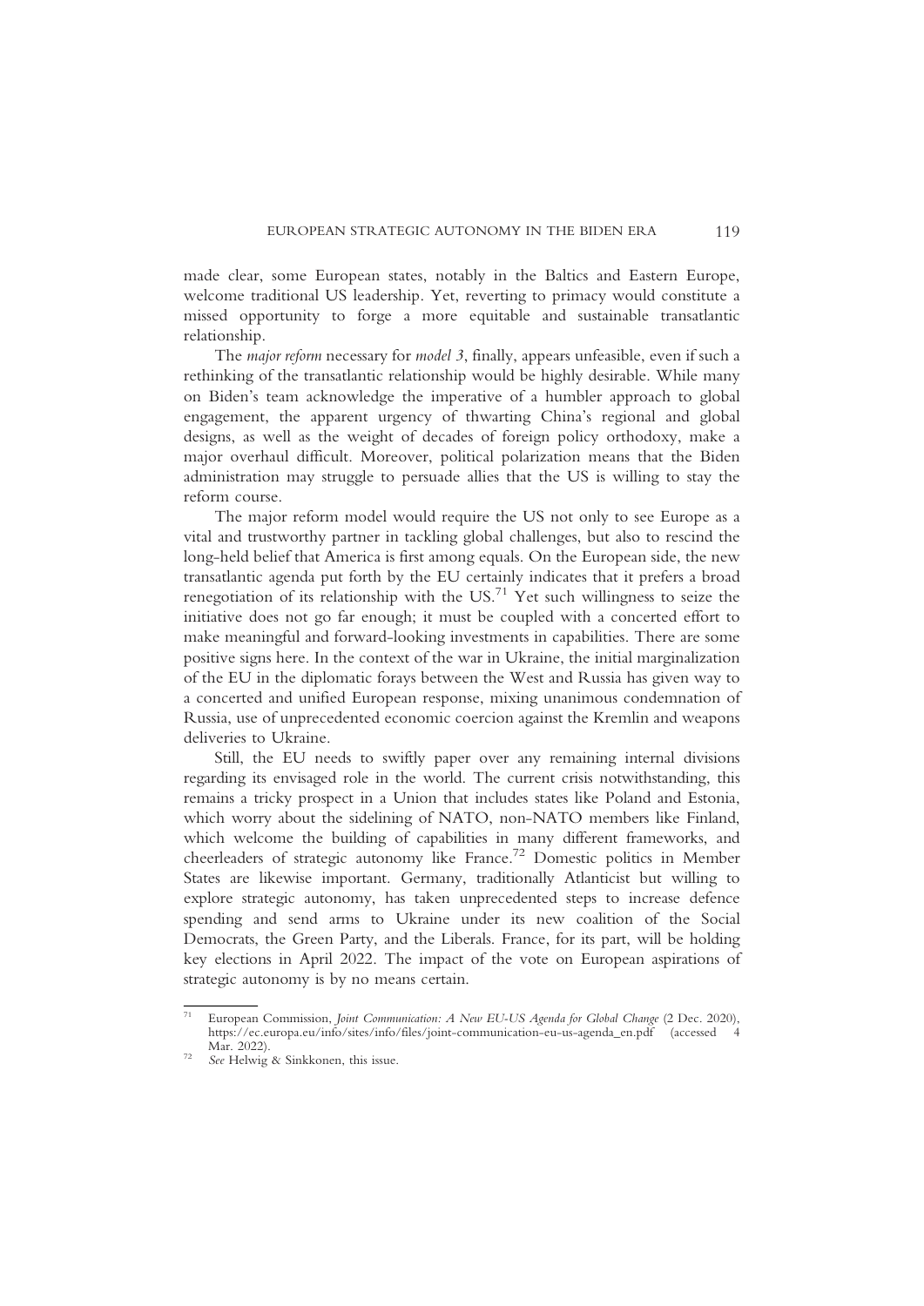made clear, some European states, notably in the Baltics and Eastern Europe, welcome traditional US leadership. Yet, reverting to primacy would constitute a missed opportunity to forge a more equitable and sustainable transatlantic relationship.

The *major reform* necessary for *model 3*, finally, appears unfeasible, even if such a rethinking of the transatlantic relationship would be highly desirable. While many on Biden's team acknowledge the imperative of a humbler approach to global engagement, the apparent urgency of thwarting China's regional and global designs, as well as the weight of decades of foreign policy orthodoxy, make a major overhaul difficult. Moreover, political polarization means that the Biden administration may struggle to persuade allies that the US is willing to stay the reform course.

The major reform model would require the US not only to see Europe as a vital and trustworthy partner in tackling global challenges, but also to rescind the long-held belief that America is first among equals. On the European side, the new transatlantic agenda put forth by the EU certainly indicates that it prefers a broad renegotiation of its relationship with the US.[71] Yet such willingness to seize the initiative does not go far enough; it must be coupled with a concerted effort to make meaningful and forward-looking investments in capabilities. There are some positive signs here. In the context of the war in Ukraine, the initial marginalization of the EU in the diplomatic forays between the West and Russia has given way to a concerted and unified European response, mixing unanimous condemnation of Russia, use of unprecedented economic coercion against the Kremlin and weapons deliveries to Ukraine.

Still, the EU needs to swiftly paper over any remaining internal divisions regarding its envisaged role in the world. The current crisis notwithstanding, this remains a tricky prospect in a Union that includes states like Poland and Estonia, which worry about the sidelining of NATO, non-NATO members like Finland, which welcome the building of capabilities in many different frameworks, and cheerleaders of strategic autonomy like France.[72] Domestic politics in Member States are likewise important. Germany, traditionally Atlanticist but willing to explore strategic autonomy, has taken unprecedented steps to increase defence spending and send arms to Ukraine under its new coalition of the Social Democrats, the Green Party, and the Liberals. France, for its part, will be holding key elections in April 2022. The impact of the vote on European aspirations of strategic autonomy is by no means certain.

---

[71] European Commission, *Joint Communication: A New EU-US Agenda for Global Change* (2 Dec. 2020), https://ec.europa.eu/info/sites/info/files/joint-communication-eu-us-agenda_en.pdf (accessed 4 Mar. 2022).

[72] *See* Helwig & Sinkkonen, this issue.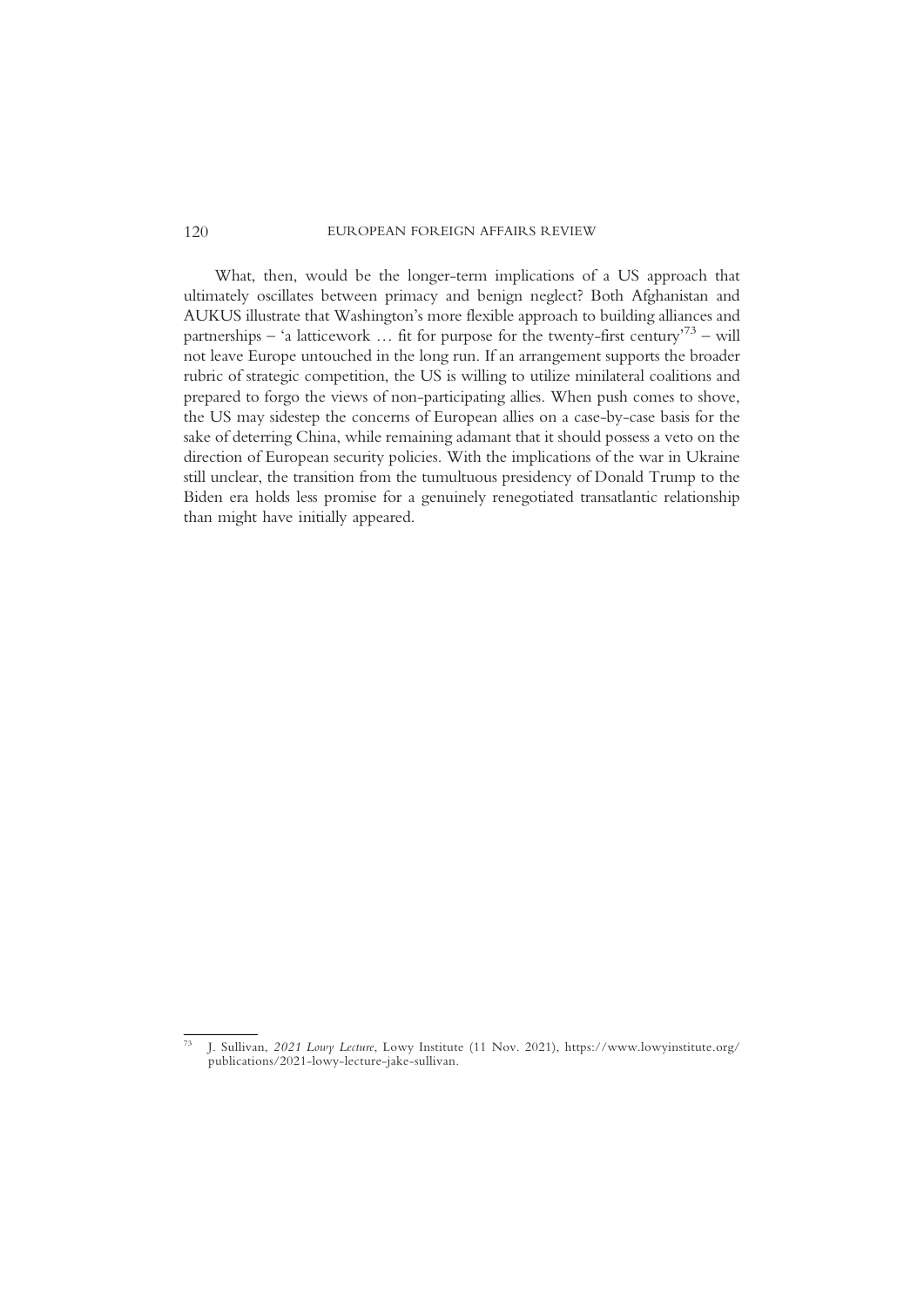What, then, would be the longer-term implications of a US approach that ultimately oscillates between primacy and benign neglect? Both Afghanistan and AUKUS illustrate that Washington's more flexible approach to building alliances and partnerships – 'a latticework … fit for purpose for the twenty-first century'[73] – will not leave Europe untouched in the long run. If an arrangement supports the broader rubric of strategic competition, the US is willing to utilize minilateral coalitions and prepared to forgo the views of non-participating allies. When push comes to shove, the US may sidestep the concerns of European allies on a case-by-case basis for the sake of deterring China, while remaining adamant that it should possess a veto on the direction of European security policies. With the implications of the war in Ukraine still unclear, the transition from the tumultuous presidency of Donald Trump to the Biden era holds less promise for a genuinely renegotiated transatlantic relationship than might have initially appeared.

---

[73] J. Sullivan, *2021 Lowy Lecture*, Lowy Institute (11 Nov. 2021), https://www.lowyinstitute.org/publications/2021-lowy-lecture-jake-sullivan.